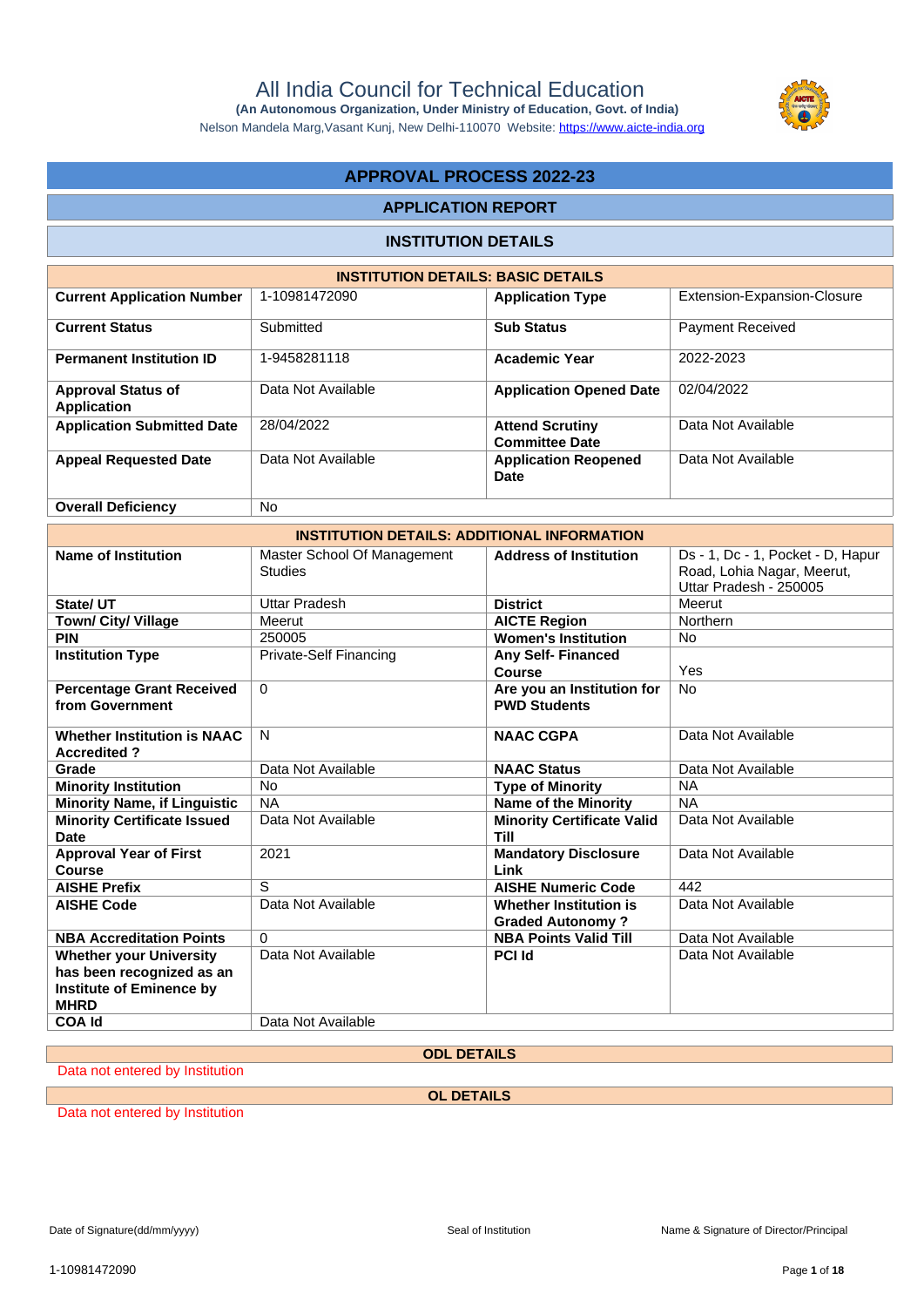# All India Council for Technical Education

**(An Autonomous Organization, Under Ministry of Education, Govt. of India)**

Nelson Mandela Marg,Vasant Kunj, New Delhi-110070 Website: https://www.aicte-india.org

## APPROVAL PROCESS 2022-23

### APPLICATION REPORT

### INSTITUTION DETAILS

| INSTITUTION DETAILS: BASIC DETAILS | | | |
|---|---|---|---|
| **Current Application Number** | 1-10981472090 | **Application Type** | Extension-Expansion-Closure |
| **Current Status** | Submitted | **Sub Status** | Payment Received |
| **Permanent Institution ID** | 1-9458281118 | **Academic Year** | 2022-2023 |
| **Approval Status of Application** | Data Not Available | **Application Opened Date** | 02/04/2022 |
| **Application Submitted Date** | 28/04/2022 | **Attend Scrutiny Committee Date** | Data Not Available |
| **Appeal Requested Date** | Data Not Available | **Application Reopened Date** | Data Not Available |
| **Overall Deficiency** | No | | |

| INSTITUTION DETAILS: ADDITIONAL INFORMATION | | | |
|---|---|---|---|
| **Name of Institution** | Master School Of Management Studies | **Address of Institution** | Ds - 1, Dc - 1, Pocket - D, Hapur Road, Lohia Nagar, Meerut, Uttar Pradesh - 250005 |
| **State/ UT** | Uttar Pradesh | **District** | Meerut |
| **Town/ City/ Village** | Meerut | **AICTE Region** | Northern |
| **PIN** | 250005 | **Women's Institution** | No |
| **Institution Type** | Private-Self Financing | **Any Self- Financed Course** | Yes |
| **Percentage Grant Received from Government** | 0 | **Are you an Institution for PWD Students** | No |
| **Whether Institution is NAAC Accredited ?** | N | **NAAC CGPA** | Data Not Available |
| **Grade** | Data Not Available | **NAAC Status** | Data Not Available |
| **Minority Institution** | No | **Type of Minority** | NA |
| **Minority Name, if Linguistic** | NA | **Name of the Minority** | NA |
| **Minority Certificate Issued Date** | Data Not Available | **Minority Certificate Valid Till** | Data Not Available |
| **Approval Year of First Course** | 2021 | **Mandatory Disclosure Link** | Data Not Available |
| **AISHE Prefix** | S | **AISHE Numeric Code** | 442 |
| **AISHE Code** | Data Not Available | **Whether Institution is Graded Autonomy ?** | Data Not Available |
| **NBA Accreditation Points** | 0 | **NBA Points Valid Till** | Data Not Available |
| **Whether your University has been recognized as an Institute of Eminence by MHRD** | Data Not Available | **PCI Id** | Data Not Available |
| **COA Id** | Data Not Available | | |

**ODL DETAILS**

Data not entered by Institution

**OL DETAILS**

Data not entered by Institution

Date of Signature(dd/mm/yyyy) | Seal of Institution | Name & Signature of Director/Principal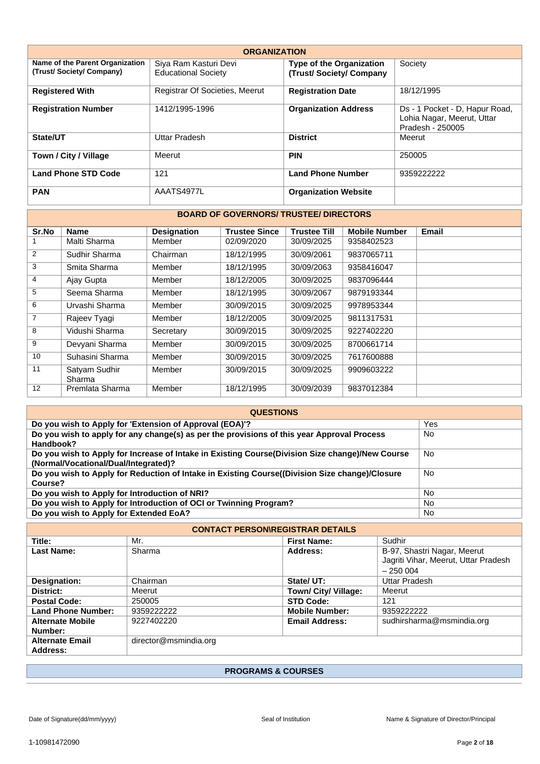## ORGANIZATION

| | | | |
|---|---|---|---|
| **Name of the Parent Organization (Trust/ Society/ Company)** | Siya Ram Kasturi Devi Educational Society | **Type of the Organization (Trust/ Society/ Company** | Society |
| **Registered With** | Registrar Of Societies, Meerut | **Registration Date** | 18/12/1995 |
| **Registration Number** | 1412/1995-1996 | **Organization Address** | Ds - 1 Pocket - D, Hapur Road, Lohia Nagar, Meerut, Uttar Pradesh - 250005 |
| **State/UT** | Uttar Pradesh | **District** | Meerut |
| **Town / City / Village** | Meerut | **PIN** | 250005 |
| **Land Phone STD Code** | 121 | **Land Phone Number** | 9359222222 |
| **PAN** | AAATS4977L | **Organization Website** | |

## BOARD OF GOVERNORS/ TRUSTEE/ DIRECTORS

| Sr.No | Name | Designation | Trustee Since | Trustee Till | Mobile Number | Email |
|---|---|---|---|---|---|---|
| 1 | Malti Sharma | Member | 02/09/2020 | 30/09/2025 | 9358402523 | |
| 2 | Sudhir Sharma | Chairman | 18/12/1995 | 30/09/2061 | 9837065711 | |
| 3 | Smita Sharma | Member | 18/12/1995 | 30/09/2063 | 9358416047 | |
| 4 | Ajay Gupta | Member | 18/12/2005 | 30/09/2025 | 9837096444 | |
| 5 | Seema Sharma | Member | 18/12/1995 | 30/09/2067 | 9879193344 | |
| 6 | Urvashi Sharma | Member | 30/09/2015 | 30/09/2025 | 9978953344 | |
| 7 | Rajeev Tyagi | Member | 18/12/2005 | 30/09/2025 | 9811317531 | |
| 8 | Vidushi Sharma | Secretary | 30/09/2015 | 30/09/2025 | 9227402220 | |
| 9 | Devyani Sharma | Member | 30/09/2015 | 30/09/2025 | 8700661714 | |
| 10 | Suhasini Sharma | Member | 30/09/2015 | 30/09/2025 | 7617600888 | |
| 11 | Satyam Sudhir Sharma | Member | 30/09/2015 | 30/09/2025 | 9909603222 | |
| 12 | Premlata Sharma | Member | 18/12/1995 | 30/09/2039 | 9837012384 | |

## QUESTIONS

| | |
|---|---|
| **Do you wish to Apply for 'Extension of Approval (EOA)'?** | Yes |
| **Do you wish to apply for any change(s) as per the provisions of this year Approval Process Handbook?** | No |
| **Do you wish to Apply for Increase of Intake in Existing Course(Division Size change)/New Course (Normal/Vocational/Dual/Integrated)?** | No |
| **Do you wish to Apply for Reduction of Intake in Existing Course((Division Size change)/Closure Course?** | No |
| **Do you wish to Apply for Introduction of NRI?** | No |
| **Do you wish to Apply for Introduction of OCI or Twinning Program?** | No |
| **Do you wish to Apply for Extended EoA?** | No |

## CONTACT PERSON\REGISTRAR DETAILS

| | | | |
|---|---|---|---|
| **Title:** | Mr. | **First Name:** | Sudhir |
| **Last Name:** | Sharma | **Address:** | B-97, Shastri Nagar, Meerut Jagriti Vihar, Meerut, Uttar Pradesh – 250 004 |
| **Designation:** | Chairman | **State/ UT:** | Uttar Pradesh |
| **District:** | Meerut | **Town/ City/ Village:** | Meerut |
| **Postal Code:** | 250005 | **STD Code:** | 121 |
| **Land Phone Number:** | 9359222222 | **Mobile Number:** | 9359222222 |
| **Alternate Mobile Number:** | 9227402220 | **Email Address:** | sudhirsharma@msmindia.org |
| **Alternate Email Address:** | director@msmindia.org | | |

## PROGRAMS & COURSES

Date of Signature(dd/mm/yyyy) Seal of Institution Name & Signature of Director/Principal

1-10981472090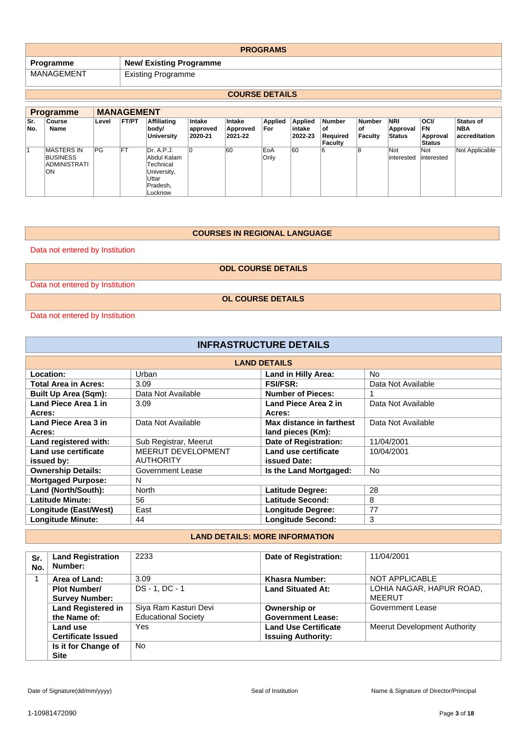## PROGRAMS

| Programme | New/ Existing Programme |
|---|---|
| MANAGEMENT | Existing Programme |

## COURSE DETAILS

| Programme | MANAGEMENT | | | | | | | | | | | | |
|---|---|---|---|---|---|---|---|---|---|---|---|---|---|
| Sr. No. | Course Name | Level | FT/PT | Affiliating body/ University | Intake approved 2020-21 | Intake Approved 2021-22 | Applied For | Applied intake 2022-23 | Number of Required Faculty | Number of Faculty | NRI Approval Status | OCI/ FN Approval Status | Status of NBA accreditation |
| 1 | MASTERS IN BUSINESS ADMINISTRATION | PG | FT | Dr. A.P.J. Abdul Kalam Technical University, Uttar Pradesh, Lucknow | 0 | 60 | EoA Only | 60 | 6 | 8 | Not interested | Not interested | Not Applicable |

## COURSES IN REGIONAL LANGUAGE

Data not entered by Institution

## ODL COURSE DETAILS

Data not entered by Institution

## OL COURSE DETAILS

Data not entered by Institution

# INFRASTRUCTURE DETAILS

## LAND DETAILS

| | | | |
|---|---|---|---|
| **Location:** | Urban | **Land in Hilly Area:** | No |
| **Total Area in Acres:** | 3.09 | **FSI/FSR:** | Data Not Available |
| **Built Up Area (Sqm):** | Data Not Available | **Number of Pieces:** | 1 |
| **Land Piece Area 1 in Acres:** | 3.09 | **Land Piece Area 2 in Acres:** | Data Not Available |
| **Land Piece Area 3 in Acres:** | Data Not Available | **Max distance in farthest land pieces (Km):** | Data Not Available |
| **Land registered with:** | Sub Registrar, Meerut | **Date of Registration:** | 11/04/2001 |
| **Land use certificate issued by:** | MEERUT DEVELOPMENT AUTHORITY | **Land use certificate issued Date:** | 10/04/2001 |
| **Ownership Details:** | Government Lease | **Is the Land Mortgaged:** | No |
| **Mortgaged Purpose:** | N | | |
| **Land (North/South):** | North | **Latitude Degree:** | 28 |
| **Latitude Minute:** | 56 | **Latitude Second:** | 8 |
| **Longitude (East/West)** | East | **Longitude Degree:** | 77 |
| **Longitude Minute:** | 44 | **Longitude Second:** | 3 |

## LAND DETAILS: MORE INFORMATION

| Sr. No. | Land Registration Number: | 2233 | Date of Registration: | 11/04/2001 |
|---|---|---|---|---|
| 1 | **Area of Land:** | 3.09 | **Khasra Number:** | NOT APPLICABLE |
| | **Plot Number/ Survey Number:** | DS - 1, DC - 1 | **Land Situated At:** | LOHIA NAGAR, HAPUR ROAD, MEERUT |
| | **Land Registered in the Name of:** | Siya Ram Kasturi Devi Educational Society | **Ownership or Government Lease:** | Government Lease |
| | **Land use Certificate Issued** | Yes | **Land Use Certificate Issuing Authority:** | Meerut Development Authority |
| | **Is it for Change of Site** | No | | |

Date of Signature(dd/mm/yyyy) | Seal of Institution | Name & Signature of Director/Principal

1-10981472090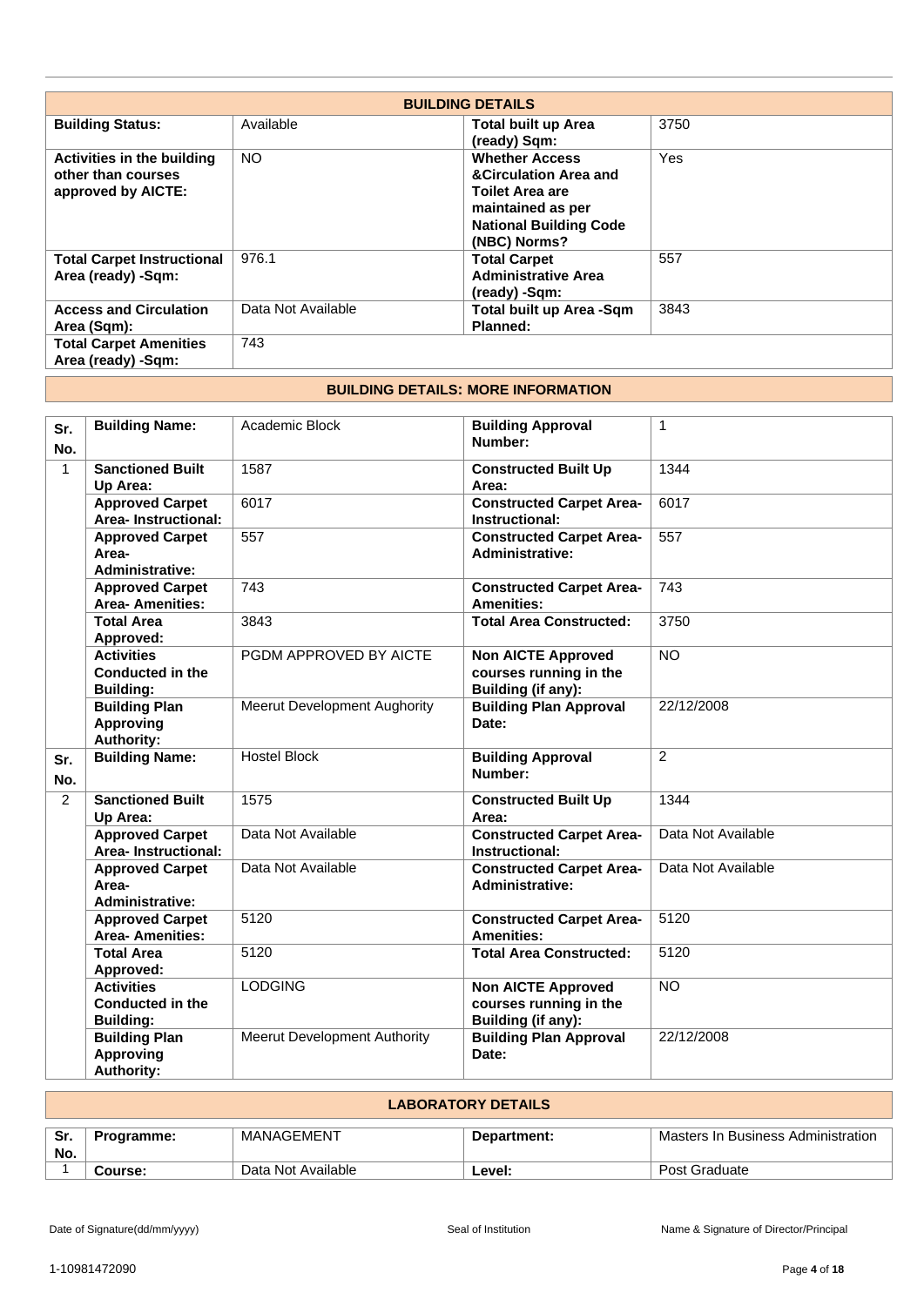## BUILDING DETAILS

| | | | |
|---|---|---|---|
| **Building Status:** | Available | **Total built up Area (ready) Sqm:** | 3750 |
| **Activities in the building other than courses approved by AICTE:** | NO | **Whether Access &Circulation Area and Toilet Area are maintained as per National Building Code (NBC) Norms?** | Yes |
| **Total Carpet Instructional Area (ready) -Sqm:** | 976.1 | **Total Carpet Administrative Area (ready) -Sqm:** | 557 |
| **Access and Circulation Area (Sqm):** | Data Not Available | **Total built up Area -Sqm Planned:** | 3843 |
| **Total Carpet Amenities Area (ready) -Sqm:** | 743 | | |

## BUILDING DETAILS: MORE INFORMATION

| Sr. No. | | | | |
|---|---|---|---|---|
| | **Building Name:** | Academic Block | **Building Approval Number:** | 1 |
| 1 | **Sanctioned Built Up Area:** | 1587 | **Constructed Built Up Area:** | 1344 |
| | **Approved Carpet Area- Instructional:** | 6017 | **Constructed Carpet Area- Instructional:** | 6017 |
| | **Approved Carpet Area- Administrative:** | 557 | **Constructed Carpet Area- Administrative:** | 557 |
| | **Approved Carpet Area- Amenities:** | 743 | **Constructed Carpet Area- Amenities:** | 743 |
| | **Total Area Approved:** | 3843 | **Total Area Constructed:** | 3750 |
| | **Activities Conducted in the Building:** | PGDM APPROVED BY AICTE | **Non AICTE Approved courses running in the Building (if any):** | NO |
| | **Building Plan Approving Authority:** | Meerut Development Aughority | **Building Plan Approval Date:** | 22/12/2008 |
| **Sr. No.** | **Building Name:** | Hostel Block | **Building Approval Number:** | 2 |
| 2 | **Sanctioned Built Up Area:** | 1575 | **Constructed Built Up Area:** | 1344 |
| | **Approved Carpet Area- Instructional:** | Data Not Available | **Constructed Carpet Area- Instructional:** | Data Not Available |
| | **Approved Carpet Area- Administrative:** | Data Not Available | **Constructed Carpet Area- Administrative:** | Data Not Available |
| | **Approved Carpet Area- Amenities:** | 5120 | **Constructed Carpet Area- Amenities:** | 5120 |
| | **Total Area Approved:** | 5120 | **Total Area Constructed:** | 5120 |
| | **Activities Conducted in the Building:** | LODGING | **Non AICTE Approved courses running in the Building (if any):** | NO |
| | **Building Plan Approving Authority:** | Meerut Development Authority | **Building Plan Approval Date:** | 22/12/2008 |

## LABORATORY DETAILS

| Sr. No. | | | | |
|---|---|---|---|---|
| | **Programme:** | MANAGEMENT | **Department:** | Masters In Business Administration |
| 1 | **Course:** | Data Not Available | **Level:** | Post Graduate |

Date of Signature(dd/mm/yyyy) Seal of Institution Name & Signature of Director/Principal

1-10981472090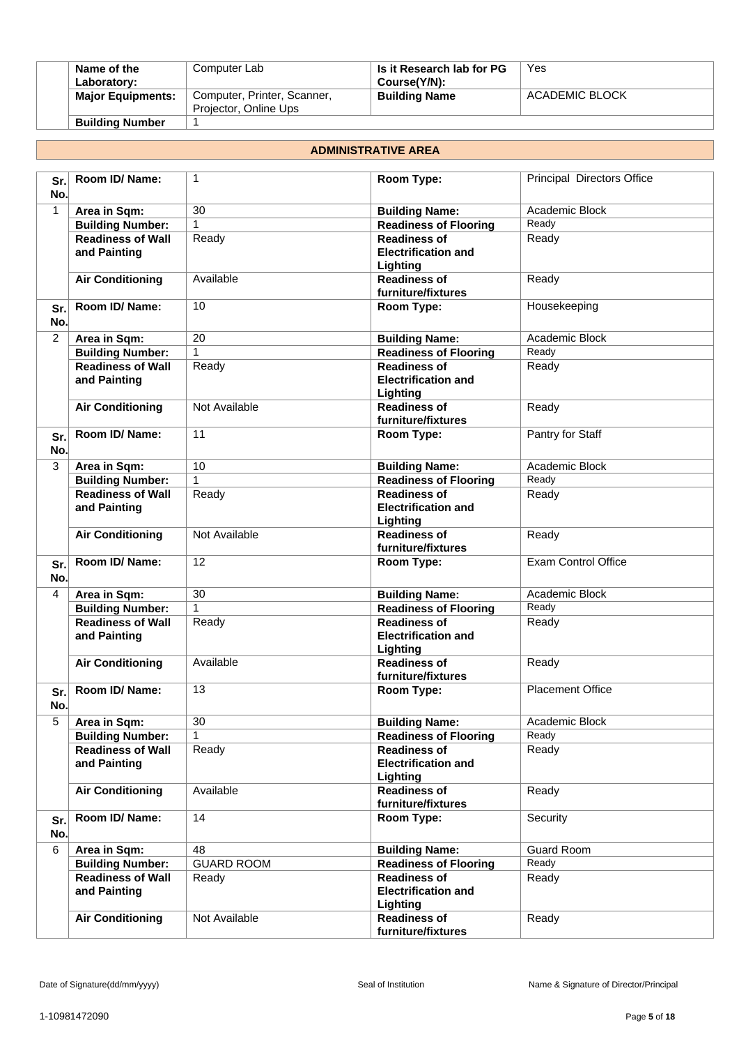| Name of the Laboratory: | Computer Lab | Is it Research lab for PG Course(Y/N): | Yes |
|---|---|---|---|
| Major Equipments: | Computer, Printer, Scanner, Projector, Online Ups | Building Name | ACADEMIC BLOCK |
| Building Number | 1 | | |

## ADMINISTRATIVE AREA

| Sr. No. | Room ID/ Name: | 1 | Room Type: | Principal Directors Office |
|---|---|---|---|---|
| 1 | Area in Sqm: | 30 | Building Name: | Academic Block |
| | Building Number: | 1 | Readiness of Flooring | Ready |
| | Readiness of Wall and Painting | Ready | Readiness of Electrification and Lighting | Ready |
| | Air Conditioning | Available | Readiness of furniture/fixtures | Ready |
| Sr. No. | Room ID/ Name: | 10 | Room Type: | Housekeeping |
| 2 | Area in Sqm: | 20 | Building Name: | Academic Block |
| | Building Number: | 1 | Readiness of Flooring | Ready |
| | Readiness of Wall and Painting | Ready | Readiness of Electrification and Lighting | Ready |
| | Air Conditioning | Not Available | Readiness of furniture/fixtures | Ready |
| Sr. No. | Room ID/ Name: | 11 | Room Type: | Pantry for Staff |
| 3 | Area in Sqm: | 10 | Building Name: | Academic Block |
| | Building Number: | 1 | Readiness of Flooring | Ready |
| | Readiness of Wall and Painting | Ready | Readiness of Electrification and Lighting | Ready |
| | Air Conditioning | Not Available | Readiness of furniture/fixtures | Ready |
| Sr. No. | Room ID/ Name: | 12 | Room Type: | Exam Control Office |
| 4 | Area in Sqm: | 30 | Building Name: | Academic Block |
| | Building Number: | 1 | Readiness of Flooring | Ready |
| | Readiness of Wall and Painting | Ready | Readiness of Electrification and Lighting | Ready |
| | Air Conditioning | Available | Readiness of furniture/fixtures | Ready |
| Sr. No. | Room ID/ Name: | 13 | Room Type: | Placement Office |
| 5 | Area in Sqm: | 30 | Building Name: | Academic Block |
| | Building Number: | 1 | Readiness of Flooring | Ready |
| | Readiness of Wall and Painting | Ready | Readiness of Electrification and Lighting | Ready |
| | Air Conditioning | Available | Readiness of furniture/fixtures | Ready |
| Sr. No. | Room ID/ Name: | 14 | Room Type: | Security |
| 6 | Area in Sqm: | 48 | Building Name: | Guard Room |
| | Building Number: | GUARD ROOM | Readiness of Flooring | Ready |
| | Readiness of Wall and Painting | Ready | Readiness of Electrification and Lighting | Ready |
| | Air Conditioning | Not Available | Readiness of furniture/fixtures | Ready |

Date of Signature(dd/mm/yyyy) Seal of Institution Name & Signature of Director/Principal

1-10981472090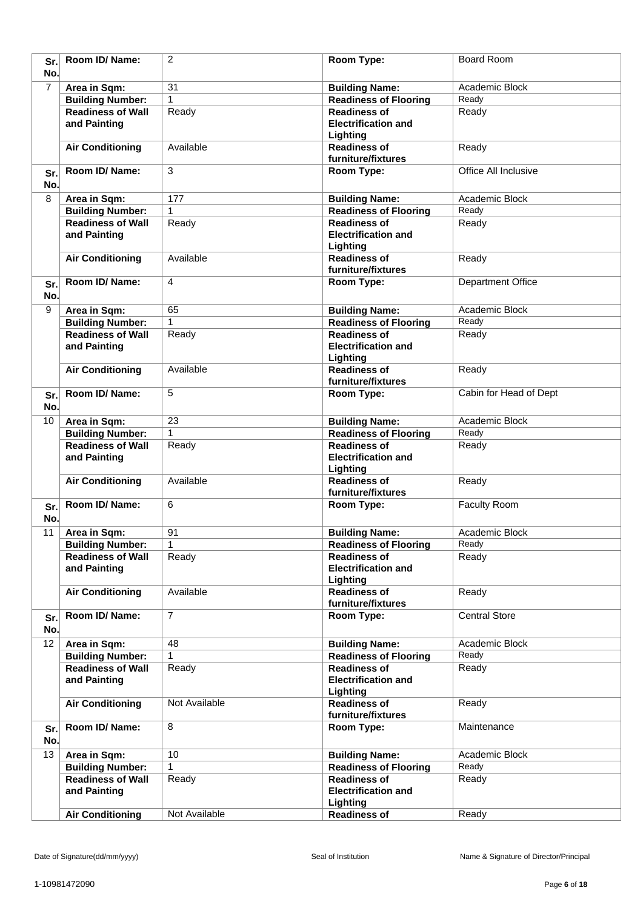| Sr. No. | Room ID/ Name: | 2 | Room Type: | Board Room |
|---|---|---|---|---|
| 7 | Area in Sqm: | 31 | Building Name: | Academic Block |
| | Building Number: | 1 | Readiness of Flooring | Ready |
| | Readiness of Wall and Painting | Ready | Readiness of Electrification and Lighting | Ready |
| | Air Conditioning | Available | Readiness of furniture/fixtures | Ready |
| Sr. No. | Room ID/ Name: | 3 | Room Type: | Office All Inclusive |
| 8 | Area in Sqm: | 177 | Building Name: | Academic Block |
| | Building Number: | 1 | Readiness of Flooring | Ready |
| | Readiness of Wall and Painting | Ready | Readiness of Electrification and Lighting | Ready |
| | Air Conditioning | Available | Readiness of furniture/fixtures | Ready |
| Sr. No. | Room ID/ Name: | 4 | Room Type: | Department Office |
| 9 | Area in Sqm: | 65 | Building Name: | Academic Block |
| | Building Number: | 1 | Readiness of Flooring | Ready |
| | Readiness of Wall and Painting | Ready | Readiness of Electrification and Lighting | Ready |
| | Air Conditioning | Available | Readiness of furniture/fixtures | Ready |
| Sr. No. | Room ID/ Name: | 5 | Room Type: | Cabin for Head of Dept |
| 10 | Area in Sqm: | 23 | Building Name: | Academic Block |
| | Building Number: | 1 | Readiness of Flooring | Ready |
| | Readiness of Wall and Painting | Ready | Readiness of Electrification and Lighting | Ready |
| | Air Conditioning | Available | Readiness of furniture/fixtures | Ready |
| Sr. No. | Room ID/ Name: | 6 | Room Type: | Faculty Room |
| 11 | Area in Sqm: | 91 | Building Name: | Academic Block |
| | Building Number: | 1 | Readiness of Flooring | Ready |
| | Readiness of Wall and Painting | Ready | Readiness of Electrification and Lighting | Ready |
| | Air Conditioning | Available | Readiness of furniture/fixtures | Ready |
| Sr. No. | Room ID/ Name: | 7 | Room Type: | Central Store |
| 12 | Area in Sqm: | 48 | Building Name: | Academic Block |
| | Building Number: | 1 | Readiness of Flooring | Ready |
| | Readiness of Wall and Painting | Ready | Readiness of Electrification and Lighting | Ready |
| | Air Conditioning | Not Available | Readiness of furniture/fixtures | Ready |
| Sr. No. | Room ID/ Name: | 8 | Room Type: | Maintenance |
| 13 | Area in Sqm: | 10 | Building Name: | Academic Block |
| | Building Number: | 1 | Readiness of Flooring | Ready |
| | Readiness of Wall and Painting | Ready | Readiness of Electrification and Lighting | Ready |
| | Air Conditioning | Not Available | Readiness of | Ready |

Date of Signature(dd/mm/yyyy) | Seal of Institution | Name & Signature of Director/Principal

1-10981472090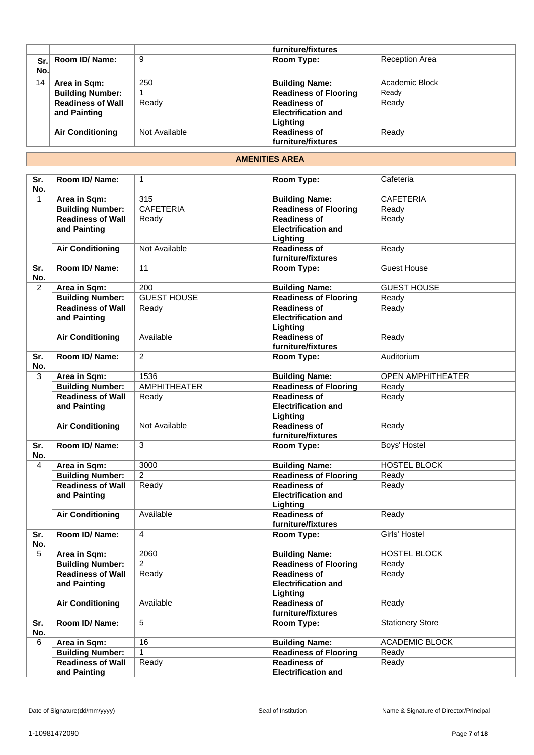| | | | furniture/fixtures | |
|---|---|---|---|---|
| **Sr. No.** | **Room ID/ Name:** | 9 | **Room Type:** | Reception Area |
| 14 | **Area in Sqm:** | 250 | **Building Name:** | Academic Block |
| | **Building Number:** | 1 | **Readiness of Flooring** | Ready |
| | **Readiness of Wall and Painting** | Ready | **Readiness of Electrification and Lighting** | Ready |
| | **Air Conditioning** | Not Available | **Readiness of furniture/fixtures** | Ready |

## AMENITIES AREA

| **Sr. No.** | **Room ID/ Name:** | 1 | **Room Type:** | Cafeteria |
|---|---|---|---|---|
| 1 | **Area in Sqm:** | 315 | **Building Name:** | CAFETERIA |
| | **Building Number:** | CAFETERIA | **Readiness of Flooring** | Ready |
| | **Readiness of Wall and Painting** | Ready | **Readiness of Electrification and Lighting** | Ready |
| | **Air Conditioning** | Not Available | **Readiness of furniture/fixtures** | Ready |
| **Sr. No.** | **Room ID/ Name:** | 11 | **Room Type:** | Guest House |
| 2 | **Area in Sqm:** | 200 | **Building Name:** | GUEST HOUSE |
| | **Building Number:** | GUEST HOUSE | **Readiness of Flooring** | Ready |
| | **Readiness of Wall and Painting** | Ready | **Readiness of Electrification and Lighting** | Ready |
| | **Air Conditioning** | Available | **Readiness of furniture/fixtures** | Ready |
| **Sr. No.** | **Room ID/ Name:** | 2 | **Room Type:** | Auditorium |
| 3 | **Area in Sqm:** | 1536 | **Building Name:** | OPEN AMPHITHEATER |
| | **Building Number:** | AMPHITHEATER | **Readiness of Flooring** | Ready |
| | **Readiness of Wall and Painting** | Ready | **Readiness of Electrification and Lighting** | Ready |
| | **Air Conditioning** | Not Available | **Readiness of furniture/fixtures** | Ready |
| **Sr. No.** | **Room ID/ Name:** | 3 | **Room Type:** | Boys' Hostel |
| 4 | **Area in Sqm:** | 3000 | **Building Name:** | HOSTEL BLOCK |
| | **Building Number:** | 2 | **Readiness of Flooring** | Ready |
| | **Readiness of Wall and Painting** | Ready | **Readiness of Electrification and Lighting** | Ready |
| | **Air Conditioning** | Available | **Readiness of furniture/fixtures** | Ready |
| **Sr. No.** | **Room ID/ Name:** | 4 | **Room Type:** | Girls' Hostel |
| 5 | **Area in Sqm:** | 2060 | **Building Name:** | HOSTEL BLOCK |
| | **Building Number:** | 2 | **Readiness of Flooring** | Ready |
| | **Readiness of Wall and Painting** | Ready | **Readiness of Electrification and Lighting** | Ready |
| | **Air Conditioning** | Available | **Readiness of furniture/fixtures** | Ready |
| **Sr. No.** | **Room ID/ Name:** | 5 | **Room Type:** | Stationery Store |
| 6 | **Area in Sqm:** | 16 | **Building Name:** | ACADEMIC BLOCK |
| | **Building Number:** | 1 | **Readiness of Flooring** | Ready |
| | **Readiness of Wall and Painting** | Ready | **Readiness of Electrification and** | Ready |

Date of Signature(dd/mm/yyyy) Seal of Institution Name & Signature of Director/Principal

1-10981472090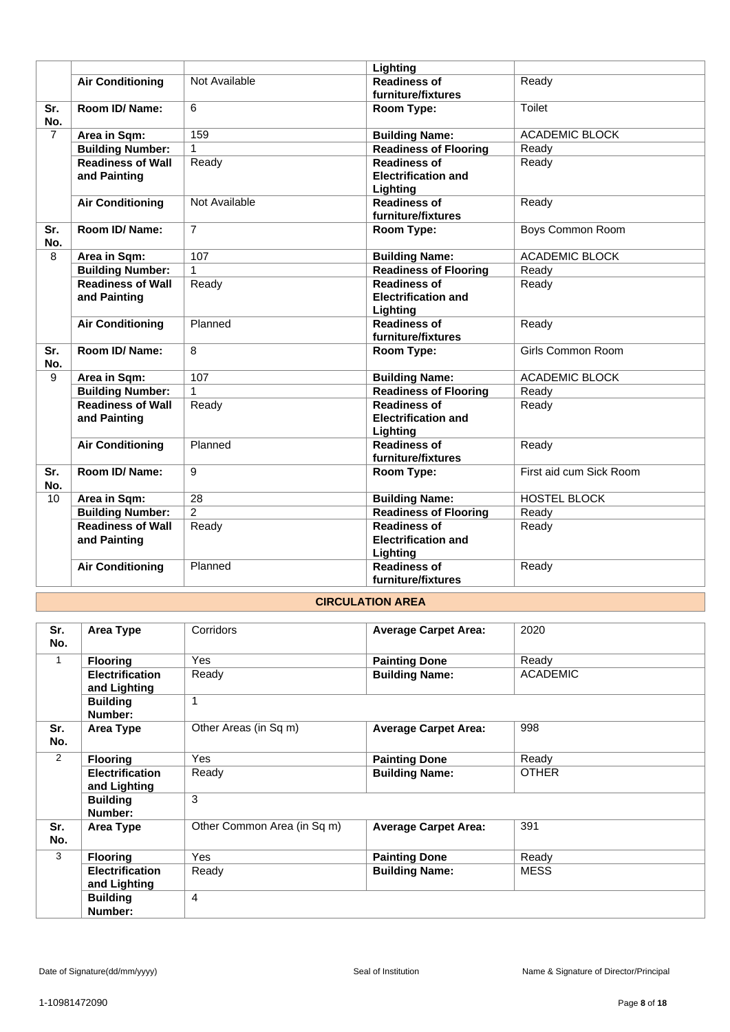| | | | Lighting | |
|---|---|---|---|---|
| | **Air Conditioning** | Not Available | **Readiness of furniture/fixtures** | Ready |
| **Sr. No.** | **Room ID/ Name:** | 6 | **Room Type:** | Toilet |
| 7 | **Area in Sqm:** | 159 | **Building Name:** | ACADEMIC BLOCK |
| | **Building Number:** | 1 | **Readiness of Flooring** | Ready |
| | **Readiness of Wall and Painting** | Ready | **Readiness of Electrification and Lighting** | Ready |
| | **Air Conditioning** | Not Available | **Readiness of furniture/fixtures** | Ready |
| **Sr. No.** | **Room ID/ Name:** | 7 | **Room Type:** | Boys Common Room |
| 8 | **Area in Sqm:** | 107 | **Building Name:** | ACADEMIC BLOCK |
| | **Building Number:** | 1 | **Readiness of Flooring** | Ready |
| | **Readiness of Wall and Painting** | Ready | **Readiness of Electrification and Lighting** | Ready |
| | **Air Conditioning** | Planned | **Readiness of furniture/fixtures** | Ready |
| **Sr. No.** | **Room ID/ Name:** | 8 | **Room Type:** | Girls Common Room |
| 9 | **Area in Sqm:** | 107 | **Building Name:** | ACADEMIC BLOCK |
| | **Building Number:** | 1 | **Readiness of Flooring** | Ready |
| | **Readiness of Wall and Painting** | Ready | **Readiness of Electrification and Lighting** | Ready |
| | **Air Conditioning** | Planned | **Readiness of furniture/fixtures** | Ready |
| **Sr. No.** | **Room ID/ Name:** | 9 | **Room Type:** | First aid cum Sick Room |
| 10 | **Area in Sqm:** | 28 | **Building Name:** | HOSTEL BLOCK |
| | **Building Number:** | 2 | **Readiness of Flooring** | Ready |
| | **Readiness of Wall and Painting** | Ready | **Readiness of Electrification and Lighting** | Ready |
| | **Air Conditioning** | Planned | **Readiness of furniture/fixtures** | Ready |

**CIRCULATION AREA**

| **Sr. No.** | **Area Type** | Corridors | **Average Carpet Area:** | 2020 |
|---|---|---|---|---|
| 1 | **Flooring** | Yes | **Painting Done** | Ready |
| | **Electrification and Lighting** | Ready | **Building Name:** | ACADEMIC |
| | **Building Number:** | 1 | | |
| **Sr. No.** | **Area Type** | Other Areas (in Sq m) | **Average Carpet Area:** | 998 |
| 2 | **Flooring** | Yes | **Painting Done** | Ready |
| | **Electrification and Lighting** | Ready | **Building Name:** | OTHER |
| | **Building Number:** | 3 | | |
| **Sr. No.** | **Area Type** | Other Common Area (in Sq m) | **Average Carpet Area:** | 391 |
| 3 | **Flooring** | Yes | **Painting Done** | Ready |
| | **Electrification and Lighting** | Ready | **Building Name:** | MESS |
| | **Building Number:** | 4 | | |

Date of Signature(dd/mm/yyyy) Seal of Institution Name & Signature of Director/Principal

1-10981472090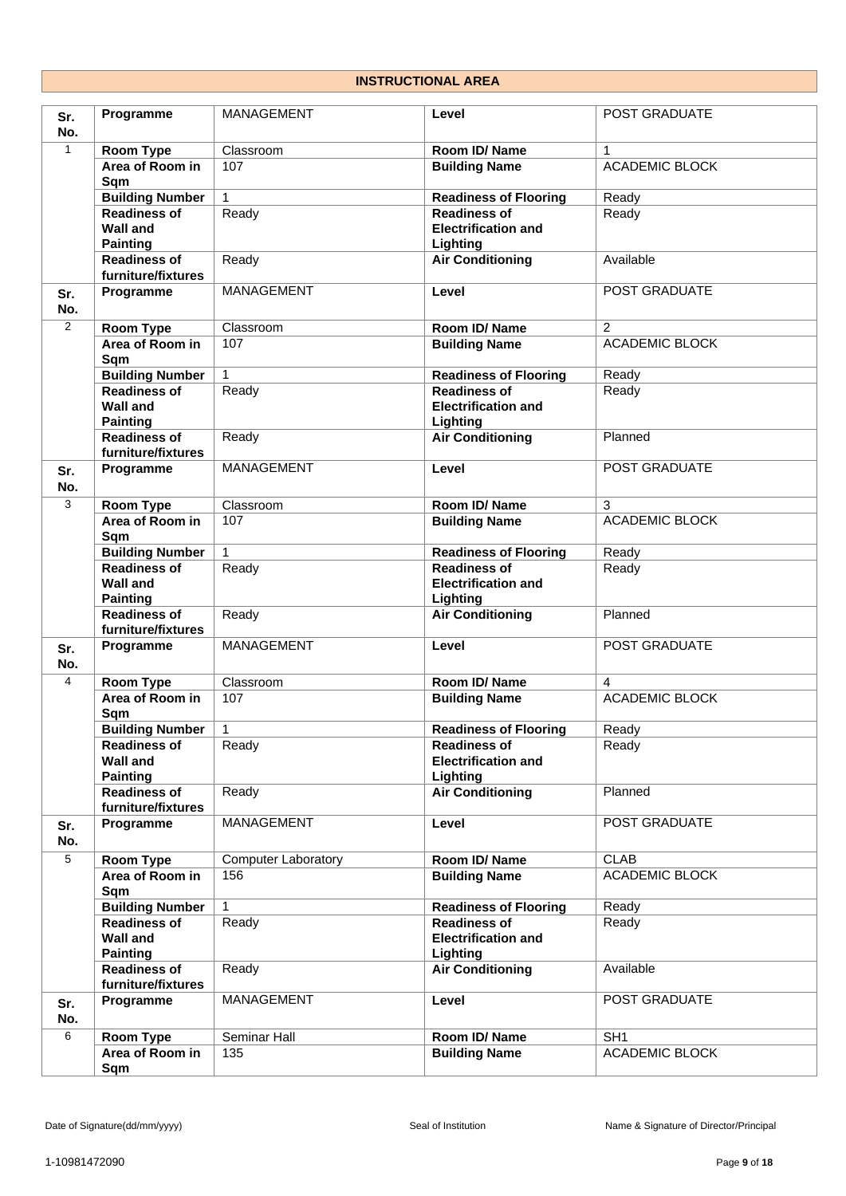## INSTRUCTIONAL AREA

| Sr. No. | Programme | MANAGEMENT | Level | POST GRADUATE |
|---|---|---|---|---|
| 1 | Room Type | Classroom | Room ID/ Name | 1 |
| | Area of Room in Sqm | 107 | Building Name | ACADEMIC BLOCK |
| | Building Number | 1 | Readiness of Flooring | Ready |
| | Readiness of Wall and Painting | Ready | Readiness of Electrification and Lighting | Ready |
| | Readiness of furniture/fixtures | Ready | Air Conditioning | Available |
| **Sr. No.** | **Programme** | MANAGEMENT | **Level** | POST GRADUATE |
| 2 | Room Type | Classroom | Room ID/ Name | 2 |
| | Area of Room in Sqm | 107 | Building Name | ACADEMIC BLOCK |
| | Building Number | 1 | Readiness of Flooring | Ready |
| | Readiness of Wall and Painting | Ready | Readiness of Electrification and Lighting | Ready |
| | Readiness of furniture/fixtures | Ready | Air Conditioning | Planned |
| **Sr. No.** | **Programme** | MANAGEMENT | **Level** | POST GRADUATE |
| 3 | Room Type | Classroom | Room ID/ Name | 3 |
| | Area of Room in Sqm | 107 | Building Name | ACADEMIC BLOCK |
| | Building Number | 1 | Readiness of Flooring | Ready |
| | Readiness of Wall and Painting | Ready | Readiness of Electrification and Lighting | Ready |
| | Readiness of furniture/fixtures | Ready | Air Conditioning | Planned |
| **Sr. No.** | **Programme** | MANAGEMENT | **Level** | POST GRADUATE |
| 4 | Room Type | Classroom | Room ID/ Name | 4 |
| | Area of Room in Sqm | 107 | Building Name | ACADEMIC BLOCK |
| | Building Number | 1 | Readiness of Flooring | Ready |
| | Readiness of Wall and Painting | Ready | Readiness of Electrification and Lighting | Ready |
| | Readiness of furniture/fixtures | Ready | Air Conditioning | Planned |
| **Sr. No.** | **Programme** | MANAGEMENT | **Level** | POST GRADUATE |
| 5 | Room Type | Computer Laboratory | Room ID/ Name | CLAB |
| | Area of Room in Sqm | 156 | Building Name | ACADEMIC BLOCK |
| | Building Number | 1 | Readiness of Flooring | Ready |
| | Readiness of Wall and Painting | Ready | Readiness of Electrification and Lighting | Ready |
| | Readiness of furniture/fixtures | Ready | Air Conditioning | Available |
| **Sr. No.** | **Programme** | MANAGEMENT | **Level** | POST GRADUATE |
| 6 | Room Type | Seminar Hall | Room ID/ Name | SH1 |
| | Area of Room in Sqm | 135 | Building Name | ACADEMIC BLOCK |

Date of Signature(dd/mm/yyyy) | Seal of Institution | Name & Signature of Director/Principal

1-10981472090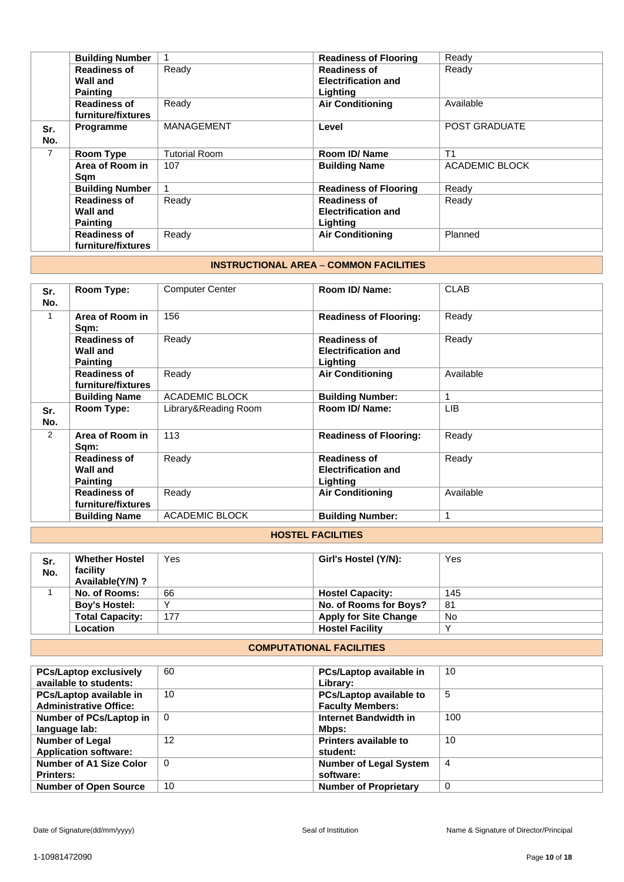|  | Building Number | 1 | Readiness of Flooring | Ready |
|---|---|---|---|---|
|  | Readiness of Wall and Painting | Ready | Readiness of Electrification and Lighting | Ready |
|  | Readiness of furniture/fixtures | Ready | Air Conditioning | Available |
| Sr. No. | Programme | MANAGEMENT | Level | POST GRADUATE |
| 7 | Room Type | Tutorial Room | Room ID/ Name | T1 |
|  | Area of Room in Sqm | 107 | Building Name | ACADEMIC BLOCK |
|  | Building Number | 1 | Readiness of Flooring | Ready |
|  | Readiness of Wall and Painting | Ready | Readiness of Electrification and Lighting | Ready |
|  | Readiness of furniture/fixtures | Ready | Air Conditioning | Planned |

## INSTRUCTIONAL AREA – COMMON FACILITIES

| Sr. No. | Room Type: | Computer Center | Room ID/ Name: | CLAB |
|---|---|---|---|---|
| 1 | Area of Room in Sqm: | 156 | Readiness of Flooring: | Ready |
|  | Readiness of Wall and Painting | Ready | Readiness of Electrification and Lighting | Ready |
|  | Readiness of furniture/fixtures | Ready | Air Conditioning | Available |
|  | Building Name | ACADEMIC BLOCK | Building Number: | 1 |
| Sr. No. | Room Type: | Library&Reading Room | Room ID/ Name: | LIB |
| 2 | Area of Room in Sqm: | 113 | Readiness of Flooring: | Ready |
|  | Readiness of Wall and Painting | Ready | Readiness of Electrification and Lighting | Ready |
|  | Readiness of furniture/fixtures | Ready | Air Conditioning | Available |
|  | Building Name | ACADEMIC BLOCK | Building Number: | 1 |

## HOSTEL FACILITIES

| Sr. No. | Whether Hostel facility Available(Y/N) ? | Yes | Girl's Hostel (Y/N): | Yes |
|---|---|---|---|---|
| 1 | No. of Rooms: | 66 | Hostel Capacity: | 145 |
|  | Boy's Hostel: | Y | No. of Rooms for Boys? | 81 |
|  | Total Capacity: | 177 | Apply for Site Change | No |
|  | Location |  | Hostel Facility | Y |

## COMPUTATIONAL FACILITIES

| PCs/Laptop exclusively available to students: | 60 | PCs/Laptop available in Library: | 10 |
|---|---|---|---|
| PCs/Laptop available in Administrative Office: | 10 | PCs/Laptop available to Faculty Members: | 5 |
| Number of PCs/Laptop in language lab: | 0 | Internet Bandwidth in Mbps: | 100 |
| Number of Legal Application software: | 12 | Printers available to student: | 10 |
| Number of A1 Size Color Printers: | 0 | Number of Legal System software: | 4 |
| Number of Open Source | 10 | Number of Proprietary | 0 |

Date of Signature(dd/mm/yyyy) Seal of Institution Name & Signature of Director/Principal

1-10981472090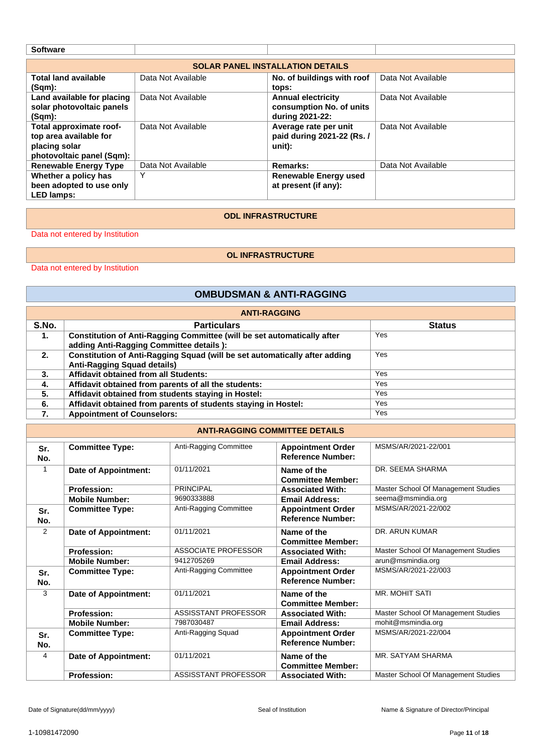| Software | | | |
|---|---|---|---|

| SOLAR PANEL INSTALLATION DETAILS | | | |
|---|---|---|---|
| **Total land available (Sqm):** | Data Not Available | **No. of buildings with roof tops:** | Data Not Available |
| **Land available for placing solar photovoltaic panels (Sqm):** | Data Not Available | **Annual electricity consumption No. of units during 2021-22:** | Data Not Available |
| **Total approximate roof-top area available for placing solar photovoltaic panel (Sqm):** | Data Not Available | **Average rate per unit paid during 2021-22 (Rs. / unit):** | Data Not Available |
| **Renewable Energy Type** | Data Not Available | **Remarks:** | Data Not Available |
| **Whether a policy has been adopted to use only LED lamps:** | Y | **Renewable Energy used at present (if any):** | |

## ODL INFRASTRUCTURE

Data not entered by Institution

## OL INFRASTRUCTURE

Data not entered by Institution

## OMBUDSMAN & ANTI-RAGGING

### ANTI-RAGGING

| S.No. | Particulars | Status |
|---|---|---|
| 1. | **Constitution of Anti-Ragging Committee (will be set automatically after adding Anti-Ragging Committee details ):** | Yes |
| 2. | **Constitution of Anti-Ragging Squad (will be set automatically after adding Anti-Ragging Squad details)** | Yes |
| 3. | **Affidavit obtained from all Students:** | Yes |
| 4. | **Affidavit obtained from parents of all the students:** | Yes |
| 5. | **Affidavit obtained from students staying in Hostel:** | Yes |
| 6. | **Affidavit obtained from parents of students staying in Hostel:** | Yes |
| 7. | **Appointment of Counselors:** | Yes |

### ANTI-RAGGING COMMITTEE DETAILS

| Sr. No. | Committee Type: | Anti-Ragging Committee | Appointment Order Reference Number: | MSMS/AR/2021-22/001 |
|---|---|---|---|---|
| 1 | **Date of Appointment:** | 01/11/2021 | **Name of the Committee Member:** | DR. SEEMA SHARMA |
| | **Profession:** | PRINCIPAL | **Associated With:** | Master School Of Management Studies |
| | **Mobile Number:** | 9690333888 | **Email Address:** | seema@msmindia.org |
| **Sr. No.** | **Committee Type:** | Anti-Ragging Committee | **Appointment Order Reference Number:** | MSMS/AR/2021-22/002 |
| 2 | **Date of Appointment:** | 01/11/2021 | **Name of the Committee Member:** | DR. ARUN KUMAR |
| | **Profession:** | ASSOCIATE PROFESSOR | **Associated With:** | Master School Of Management Studies |
| | **Mobile Number:** | 9412705269 | **Email Address:** | arun@msmindia.org |
| **Sr. No.** | **Committee Type:** | Anti-Ragging Committee | **Appointment Order Reference Number:** | MSMS/AR/2021-22/003 |
| 3 | **Date of Appointment:** | 01/11/2021 | **Name of the Committee Member:** | MR. MOHIT SATI |
| | **Profession:** | ASSISSTANT PROFESSOR | **Associated With:** | Master School Of Management Studies |
| | **Mobile Number:** | 7987030487 | **Email Address:** | mohit@msmindia.org |
| **Sr. No.** | **Committee Type:** | Anti-Ragging Squad | **Appointment Order Reference Number:** | MSMS/AR/2021-22/004 |
| 4 | **Date of Appointment:** | 01/11/2021 | **Name of the Committee Member:** | MR. SATYAM SHARMA |
| | **Profession:** | ASSISSTANT PROFESSOR | **Associated With:** | Master School Of Management Studies |

Date of Signature(dd/mm/yyyy) | Seal of Institution | Name & Signature of Director/Principal

1-10981472090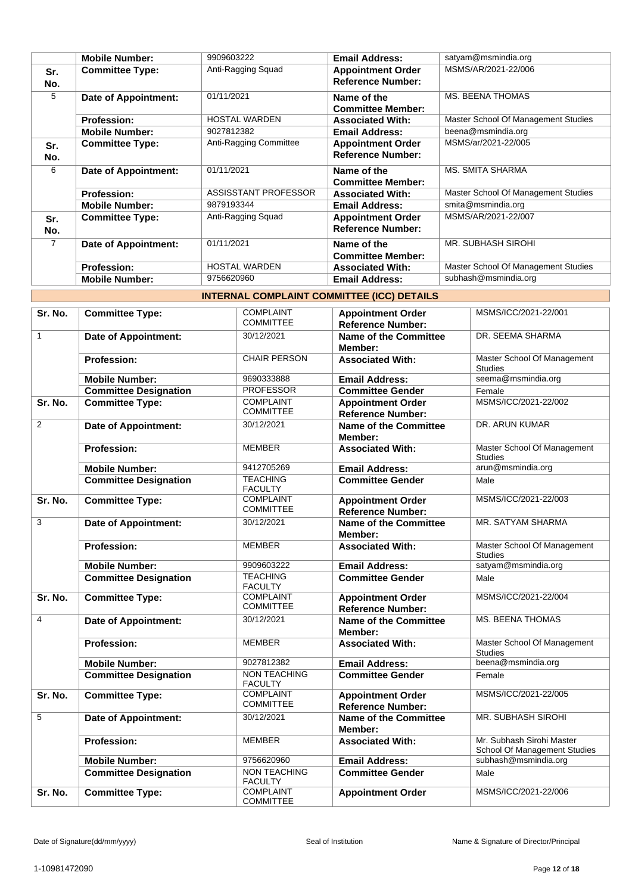| | | | | |
|---|---|---|---|---|
| | **Mobile Number:** | 9909603222 | **Email Address:** | satyam@msmindia.org |
| **Sr. No.** | **Committee Type:** | Anti-Ragging Squad | **Appointment Order Reference Number:** | MSMS/AR/2021-22/006 |
| 5 | **Date of Appointment:** | 01/11/2021 | **Name of the Committee Member:** | MS. BEENA THOMAS |
| | **Profession:** | HOSTAL WARDEN | **Associated With:** | Master School Of Management Studies |
| | **Mobile Number:** | 9027812382 | **Email Address:** | beena@msmindia.org |
| **Sr. No.** | **Committee Type:** | Anti-Ragging Committee | **Appointment Order Reference Number:** | MSMS/ar/2021-22/005 |
| 6 | **Date of Appointment:** | 01/11/2021 | **Name of the Committee Member:** | MS. SMITA SHARMA |
| | **Profession:** | ASSISSTANT PROFESSOR | **Associated With:** | Master School Of Management Studies |
| | **Mobile Number:** | 9879193344 | **Email Address:** | smita@msmindia.org |
| **Sr. No.** | **Committee Type:** | Anti-Ragging Squad | **Appointment Order Reference Number:** | MSMS/AR/2021-22/007 |
| 7 | **Date of Appointment:** | 01/11/2021 | **Name of the Committee Member:** | MR. SUBHASH SIROHI |
| | **Profession:** | HOSTAL WARDEN | **Associated With:** | Master School Of Management Studies |
| | **Mobile Number:** | 9756620960 | **Email Address:** | subhash@msmindia.org |

## INTERNAL COMPLAINT COMMITTEE (ICC) DETAILS

| | | | | |
|---|---|---|---|---|
| **Sr. No.** | **Committee Type:** | COMPLAINT COMMITTEE | **Appointment Order Reference Number:** | MSMS/ICC/2021-22/001 |
| 1 | **Date of Appointment:** | 30/12/2021 | **Name of the Committee Member:** | DR. SEEMA SHARMA |
| | **Profession:** | CHAIR PERSON | **Associated With:** | Master School Of Management Studies |
| | **Mobile Number:** | 9690333888 | **Email Address:** | seema@msmindia.org |
| | **Committee Designation** | PROFESSOR | **Committee Gender** | Female |
| **Sr. No.** | **Committee Type:** | COMPLAINT COMMITTEE | **Appointment Order Reference Number:** | MSMS/ICC/2021-22/002 |
| 2 | **Date of Appointment:** | 30/12/2021 | **Name of the Committee Member:** | DR. ARUN KUMAR |
| | **Profession:** | MEMBER | **Associated With:** | Master School Of Management Studies |
| | **Mobile Number:** | 9412705269 | **Email Address:** | arun@msmindia.org |
| | **Committee Designation** | TEACHING FACULTY | **Committee Gender** | Male |
| **Sr. No.** | **Committee Type:** | COMPLAINT COMMITTEE | **Appointment Order Reference Number:** | MSMS/ICC/2021-22/003 |
| 3 | **Date of Appointment:** | 30/12/2021 | **Name of the Committee Member:** | MR. SATYAM SHARMA |
| | **Profession:** | MEMBER | **Associated With:** | Master School Of Management Studies |
| | **Mobile Number:** | 9909603222 | **Email Address:** | satyam@msmindia.org |
| | **Committee Designation** | TEACHING FACULTY | **Committee Gender** | Male |
| **Sr. No.** | **Committee Type:** | COMPLAINT COMMITTEE | **Appointment Order Reference Number:** | MSMS/ICC/2021-22/004 |
| 4 | **Date of Appointment:** | 30/12/2021 | **Name of the Committee Member:** | MS. BEENA THOMAS |
| | **Profession:** | MEMBER | **Associated With:** | Master School Of Management Studies |
| | **Mobile Number:** | 9027812382 | **Email Address:** | beena@msmindia.org |
| | **Committee Designation** | NON TEACHING FACULTY | **Committee Gender** | Female |
| **Sr. No.** | **Committee Type:** | COMPLAINT COMMITTEE | **Appointment Order Reference Number:** | MSMS/ICC/2021-22/005 |
| 5 | **Date of Appointment:** | 30/12/2021 | **Name of the Committee Member:** | MR. SUBHASH SIROHI |
| | **Profession:** | MEMBER | **Associated With:** | Mr. Subhash Sirohi Master School Of Management Studies |
| | **Mobile Number:** | 9756620960 | **Email Address:** | subhash@msmindia.org |
| | **Committee Designation** | NON TEACHING FACULTY | **Committee Gender** | Male |
| **Sr. No.** | **Committee Type:** | COMPLAINT COMMITTEE | **Appointment Order** | MSMS/ICC/2021-22/006 |

Date of Signature(dd/mm/yyyy) | Seal of Institution | Name & Signature of Director/Principal

1-10981472090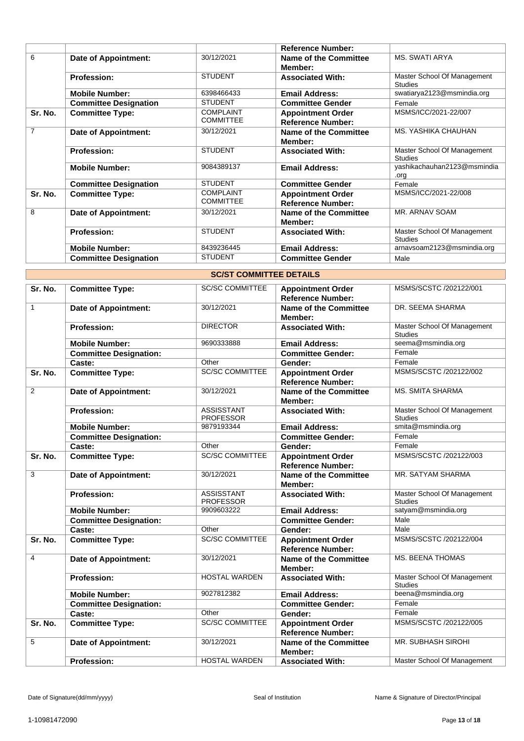| | | | Reference Number: | |
|---|---|---|---|---|
| 6 | **Date of Appointment:** | 30/12/2021 | **Name of the Committee Member:** | MS. SWATI ARYA |
| | **Profession:** | STUDENT | **Associated With:** | Master School Of Management Studies |
| | **Mobile Number:** | 6398466433 | **Email Address:** | swatiarya2123@msmindia.org |
| | **Committee Designation** | STUDENT | **Committee Gender** | Female |
| **Sr. No.** | **Committee Type:** | COMPLAINT COMMITTEE | **Appointment Order Reference Number:** | MSMS/ICC/2021-22/007 |
| 7 | **Date of Appointment:** | 30/12/2021 | **Name of the Committee Member:** | MS. YASHIKA CHAUHAN |
| | **Profession:** | STUDENT | **Associated With:** | Master School Of Management Studies |
| | **Mobile Number:** | 9084389137 | **Email Address:** | yashikachauhan2123@msmindia.org |
| | **Committee Designation** | STUDENT | **Committee Gender** | Female |
| **Sr. No.** | **Committee Type:** | COMPLAINT COMMITTEE | **Appointment Order Reference Number:** | MSMS/ICC/2021-22/008 |
| 8 | **Date of Appointment:** | 30/12/2021 | **Name of the Committee Member:** | MR. ARNAV SOAM |
| | **Profession:** | STUDENT | **Associated With:** | Master School Of Management Studies |
| | **Mobile Number:** | 8439236445 | **Email Address:** | arnavsoam2123@msmindia.org |
| | **Committee Designation** | STUDENT | **Committee Gender** | Male |

## SC/ST COMMITTEE DETAILS

| **Sr. No.** | **Committee Type:** | SC/SC COMMITTEE | **Appointment Order Reference Number:** | MSMS/SCSTC /202122/001 |
|---|---|---|---|---|
| 1 | **Date of Appointment:** | 30/12/2021 | **Name of the Committee Member:** | DR. SEEMA SHARMA |
| | **Profession:** | DIRECTOR | **Associated With:** | Master School Of Management Studies |
| | **Mobile Number:** | 9690333888 | **Email Address:** | seema@msmindia.org |
| | **Committee Designation:** | | **Committee Gender:** | Female |
| | **Caste:** | Other | **Gender:** | Female |
| **Sr. No.** | **Committee Type:** | SC/SC COMMITTEE | **Appointment Order Reference Number:** | MSMS/SCSTC /202122/002 |
| 2 | **Date of Appointment:** | 30/12/2021 | **Name of the Committee Member:** | MS. SMITA SHARMA |
| | **Profession:** | ASSISSTANT PROFESSOR | **Associated With:** | Master School Of Management Studies |
| | **Mobile Number:** | 9879193344 | **Email Address:** | smita@msmindia.org |
| | **Committee Designation:** | | **Committee Gender:** | Female |
| | **Caste:** | Other | **Gender:** | Female |
| **Sr. No.** | **Committee Type:** | SC/SC COMMITTEE | **Appointment Order Reference Number:** | MSMS/SCSTC /202122/003 |
| 3 | **Date of Appointment:** | 30/12/2021 | **Name of the Committee Member:** | MR. SATYAM SHARMA |
| | **Profession:** | ASSISSTANT PROFESSOR | **Associated With:** | Master School Of Management Studies |
| | **Mobile Number:** | 9909603222 | **Email Address:** | satyam@msmindia.org |
| | **Committee Designation:** | | **Committee Gender:** | Male |
| | **Caste:** | Other | **Gender:** | Male |
| **Sr. No.** | **Committee Type:** | SC/SC COMMITTEE | **Appointment Order Reference Number:** | MSMS/SCSTC /202122/004 |
| 4 | **Date of Appointment:** | 30/12/2021 | **Name of the Committee Member:** | MS. BEENA THOMAS |
| | **Profession:** | HOSTAL WARDEN | **Associated With:** | Master School Of Management Studies |
| | **Mobile Number:** | 9027812382 | **Email Address:** | beena@msmindia.org |
| | **Committee Designation:** | | **Committee Gender:** | Female |
| | **Caste:** | Other | **Gender:** | Female |
| **Sr. No.** | **Committee Type:** | SC/SC COMMITTEE | **Appointment Order Reference Number:** | MSMS/SCSTC /202122/005 |
| 5 | **Date of Appointment:** | 30/12/2021 | **Name of the Committee Member:** | MR. SUBHASH SIROHI |
| | **Profession:** | HOSTAL WARDEN | **Associated With:** | Master School Of Management |

Date of Signature(dd/mm/yyyy) Seal of Institution Name & Signature of Director/Principal

1-10981472090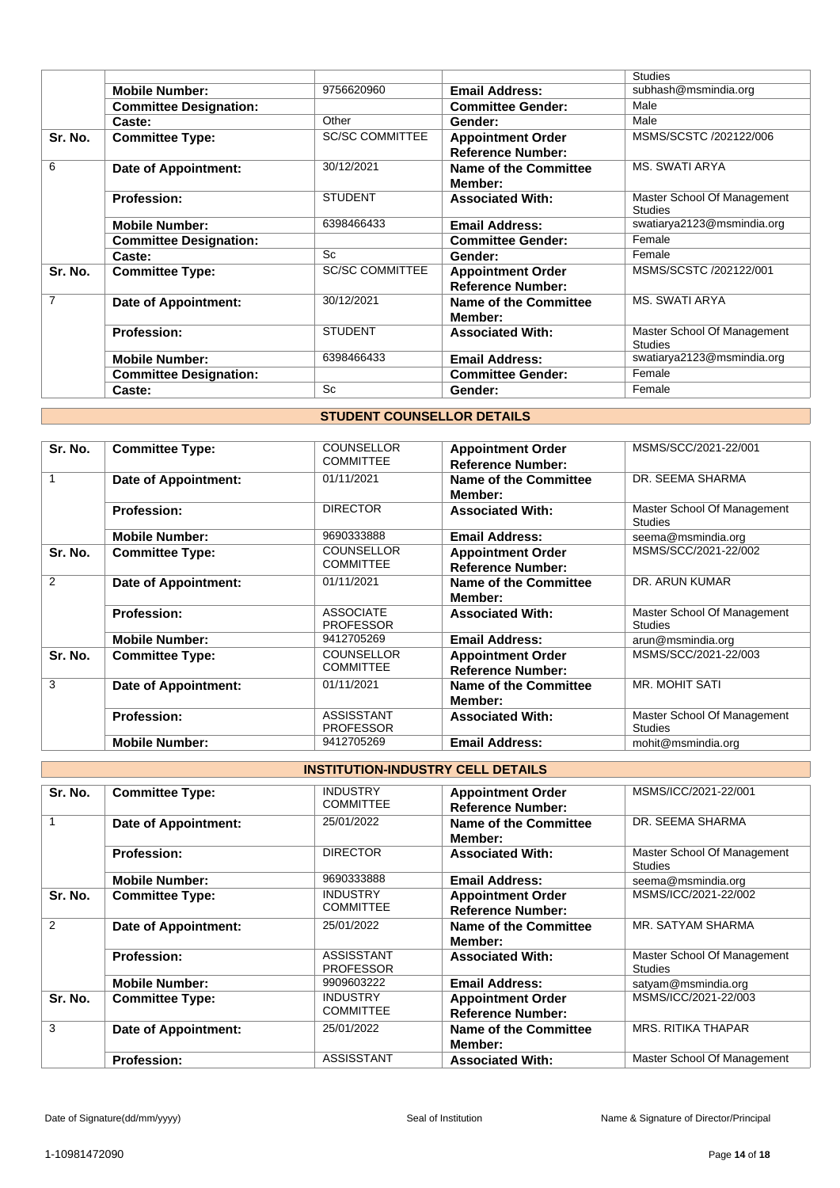| | | | | Studies |
|---|---|---|---|---|
| | **Mobile Number:** | 9756620960 | **Email Address:** | subhash@msmindia.org |
| | **Committee Designation:** | | **Committee Gender:** | Male |
| | **Caste:** | Other | **Gender:** | Male |
| **Sr. No.** | **Committee Type:** | SC/SC COMMITTEE | **Appointment Order Reference Number:** | MSMS/SCSTC /202122/006 |
| 6 | **Date of Appointment:** | 30/12/2021 | **Name of the Committee Member:** | MS. SWATI ARYA |
| | **Profession:** | STUDENT | **Associated With:** | Master School Of Management Studies |
| | **Mobile Number:** | 6398466433 | **Email Address:** | swatiarya2123@msmindia.org |
| | **Committee Designation:** | | **Committee Gender:** | Female |
| | **Caste:** | Sc | **Gender:** | Female |
| **Sr. No.** | **Committee Type:** | SC/SC COMMITTEE | **Appointment Order Reference Number:** | MSMS/SCSTC /202122/001 |
| 7 | **Date of Appointment:** | 30/12/2021 | **Name of the Committee Member:** | MS. SWATI ARYA |
| | **Profession:** | STUDENT | **Associated With:** | Master School Of Management Studies |
| | **Mobile Number:** | 6398466433 | **Email Address:** | swatiarya2123@msmindia.org |
| | **Committee Designation:** | | **Committee Gender:** | Female |
| | **Caste:** | Sc | **Gender:** | Female |

## STUDENT COUNSELLOR DETAILS

| **Sr. No.** | **Committee Type:** | COUNSELLOR COMMITTEE | **Appointment Order Reference Number:** | MSMS/SCC/2021-22/001 |
|---|---|---|---|---|
| 1 | **Date of Appointment:** | 01/11/2021 | **Name of the Committee Member:** | DR. SEEMA SHARMA |
| | **Profession:** | DIRECTOR | **Associated With:** | Master School Of Management Studies |
| | **Mobile Number:** | 9690333888 | **Email Address:** | seema@msmindia.org |
| **Sr. No.** | **Committee Type:** | COUNSELLOR COMMITTEE | **Appointment Order Reference Number:** | MSMS/SCC/2021-22/002 |
| 2 | **Date of Appointment:** | 01/11/2021 | **Name of the Committee Member:** | DR. ARUN KUMAR |
| | **Profession:** | ASSOCIATE PROFESSOR | **Associated With:** | Master School Of Management Studies |
| | **Mobile Number:** | 9412705269 | **Email Address:** | arun@msmindia.org |
| **Sr. No.** | **Committee Type:** | COUNSELLOR COMMITTEE | **Appointment Order Reference Number:** | MSMS/SCC/2021-22/003 |
| 3 | **Date of Appointment:** | 01/11/2021 | **Name of the Committee Member:** | MR. MOHIT SATI |
| | **Profession:** | ASSISSTANT PROFESSOR | **Associated With:** | Master School Of Management Studies |
| | **Mobile Number:** | 9412705269 | **Email Address:** | mohit@msmindia.org |

## INSTITUTION-INDUSTRY CELL DETAILS

| **Sr. No.** | **Committee Type:** | INDUSTRY COMMITTEE | **Appointment Order Reference Number:** | MSMS/ICC/2021-22/001 |
|---|---|---|---|---|
| 1 | **Date of Appointment:** | 25/01/2022 | **Name of the Committee Member:** | DR. SEEMA SHARMA |
| | **Profession:** | DIRECTOR | **Associated With:** | Master School Of Management Studies |
| | **Mobile Number:** | 9690333888 | **Email Address:** | seema@msmindia.org |
| **Sr. No.** | **Committee Type:** | INDUSTRY COMMITTEE | **Appointment Order Reference Number:** | MSMS/ICC/2021-22/002 |
| 2 | **Date of Appointment:** | 25/01/2022 | **Name of the Committee Member:** | MR. SATYAM SHARMA |
| | **Profession:** | ASSISSTANT PROFESSOR | **Associated With:** | Master School Of Management Studies |
| | **Mobile Number:** | 9909603222 | **Email Address:** | satyam@msmindia.org |
| **Sr. No.** | **Committee Type:** | INDUSTRY COMMITTEE | **Appointment Order Reference Number:** | MSMS/ICC/2021-22/003 |
| 3 | **Date of Appointment:** | 25/01/2022 | **Name of the Committee Member:** | MRS. RITIKA THAPAR |
| | **Profession:** | ASSISSTANT | **Associated With:** | Master School Of Management |

Date of Signature(dd/mm/yyyy) | Seal of Institution | Name & Signature of Director/Principal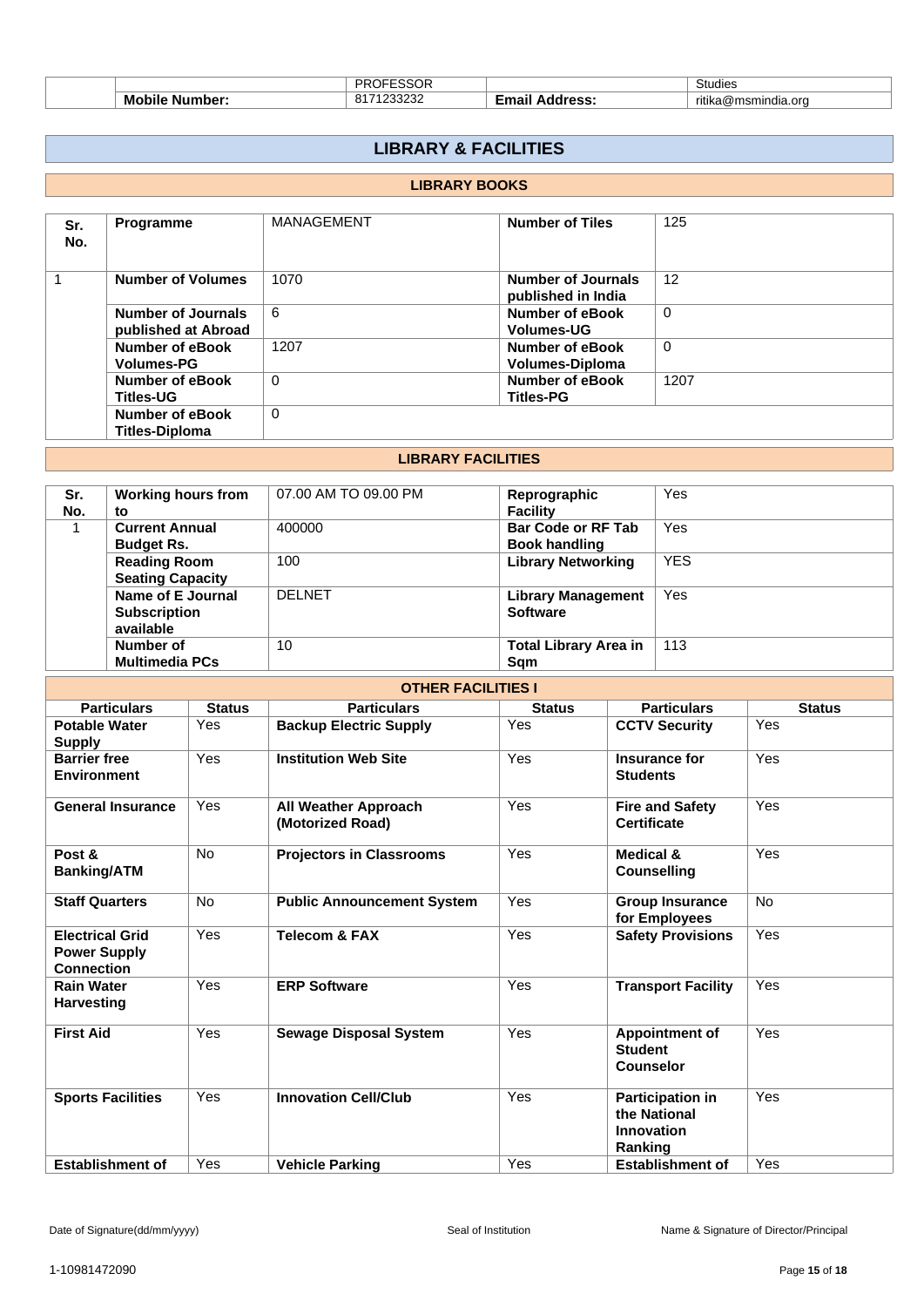| | | PROFESSOR | | Studies |
|---|---|---|---|---|
| | **Mobile Number:** | 8171233232 | **Email Address:** | ritika@msmindia.org |

## LIBRARY & FACILITIES

### LIBRARY BOOKS

| Sr. No. | Programme | MANAGEMENT | Number of Tiles | 125 |
|---|---|---|---|---|
| 1 | **Number of Volumes** | 1070 | **Number of Journals published in India** | 12 |
| | **Number of Journals published at Abroad** | 6 | **Number of eBook Volumes-UG** | 0 |
| | **Number of eBook Volumes-PG** | 1207 | **Number of eBook Volumes-Diploma** | 0 |
| | **Number of eBook Titles-UG** | 0 | **Number of eBook Titles-PG** | 1207 |
| | **Number of eBook Titles-Diploma** | 0 | | |

### LIBRARY FACILITIES

| Sr. No. | Working hours from to | 07.00 AM TO 09.00 PM | Reprographic Facility | Yes |
|---|---|---|---|---|
| 1 | **Current Annual Budget Rs.** | 400000 | **Bar Code or RF Tab Book handling** | Yes |
| | **Reading Room Seating Capacity** | 100 | **Library Networking** | YES |
| | **Name of E Journal Subscription available** | DELNET | **Library Management Software** | Yes |
| | **Number of Multimedia PCs** | 10 | **Total Library Area in Sqm** | 113 |

### OTHER FACILITIES I

| Particulars | Status | Particulars | Status | Particulars | Status |
|---|---|---|---|---|---|
| **Potable Water Supply** | Yes | **Backup Electric Supply** | Yes | **CCTV Security** | Yes |
| **Barrier free Environment** | Yes | **Institution Web Site** | Yes | **Insurance for Students** | Yes |
| **General Insurance** | Yes | **All Weather Approach (Motorized Road)** | Yes | **Fire and Safety Certificate** | Yes |
| **Post & Banking/ATM** | No | **Projectors in Classrooms** | Yes | **Medical & Counselling** | Yes |
| **Staff Quarters** | No | **Public Announcement System** | Yes | **Group Insurance for Employees** | No |
| **Electrical Grid Power Supply Connection** | Yes | **Telecom & FAX** | Yes | **Safety Provisions** | Yes |
| **Rain Water Harvesting** | Yes | **ERP Software** | Yes | **Transport Facility** | Yes |
| **First Aid** | Yes | **Sewage Disposal System** | Yes | **Appointment of Student Counselor** | Yes |
| **Sports Facilities** | Yes | **Innovation Cell/Club** | Yes | **Participation in the National Innovation Ranking** | Yes |
| **Establishment of** | Yes | **Vehicle Parking** | Yes | **Establishment of** | Yes |

Date of Signature(dd/mm/yyyy) | Seal of Institution | Name & Signature of Director/Principal

1-10981472090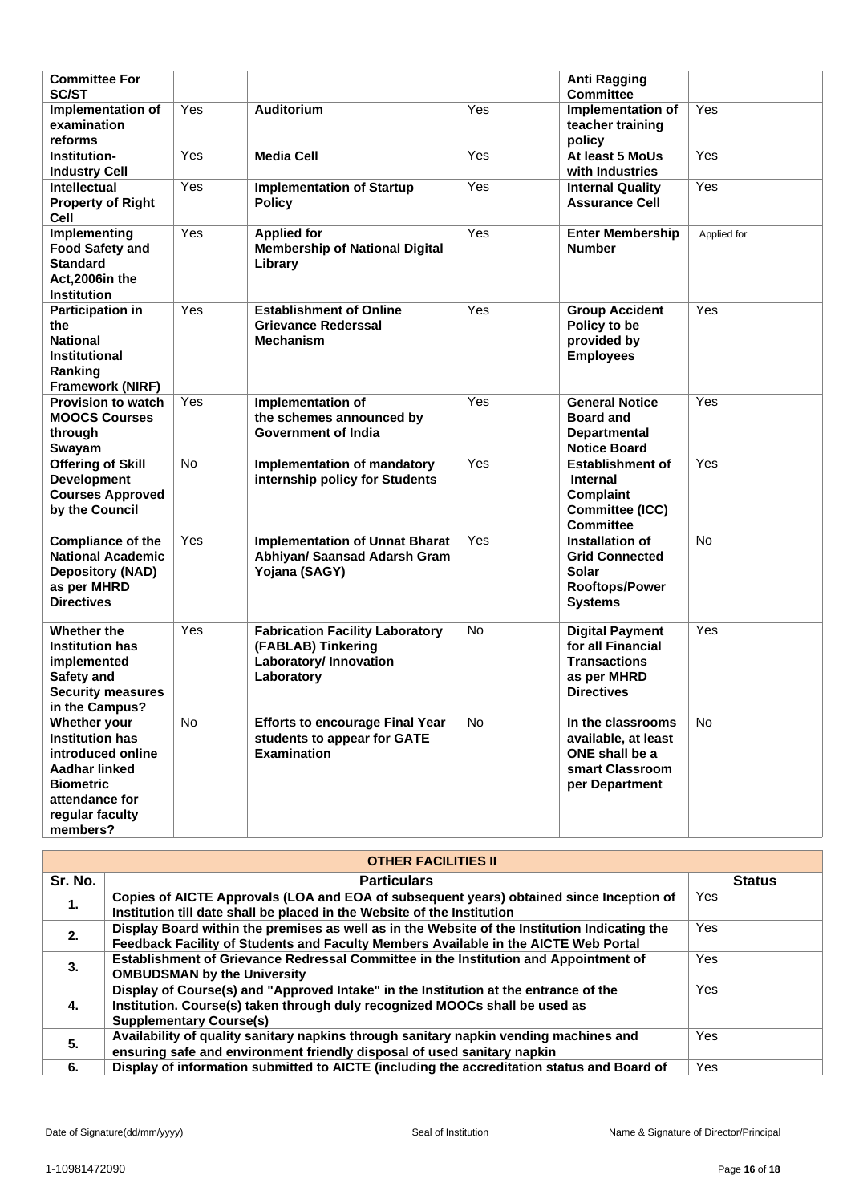| Committee For SC/ST | | | | Anti Ragging Committee | |
|---|---|---|---|---|---|
| Implementation of examination reforms | Yes | Auditorium | Yes | Implementation of teacher training policy | Yes |
| Institution-Industry Cell | Yes | Media Cell | Yes | At least 5 MoUs with Industries | Yes |
| Intellectual Property of Right Cell | Yes | Implementation of Startup Policy | Yes | Internal Quality Assurance Cell | Yes |
| Implementing Food Safety and Standard Act,2006in the Institution | Yes | Applied for Membership of National Digital Library | Yes | Enter Membership Number | Applied for |
| Participation in the National Institutional Ranking Framework (NIRF) | Yes | Establishment of Online Grievance Rederssal Mechanism | Yes | Group Accident Policy to be provided by Employees | Yes |
| Provision to watch MOOCS Courses through Swayam | Yes | Implementation of the schemes announced by Government of India | Yes | General Notice Board and Departmental Notice Board | Yes |
| Offering of Skill Development Courses Approved by the Council | No | Implementation of mandatory internship policy for Students | Yes | Establishment of Internal Complaint Committee (ICC) Committee | Yes |
| Compliance of the National Academic Depository (NAD) as per MHRD Directives | Yes | Implementation of Unnat Bharat Abhiyan/ Saansad Adarsh Gram Yojana (SAGY) | Yes | Installation of Grid Connected Solar Rooftops/Power Systems | No |
| Whether the Institution has implemented Safety and Security measures in the Campus? | Yes | Fabrication Facility Laboratory (FABLAB) Tinkering Laboratory/ Innovation Laboratory | No | Digital Payment for all Financial Transactions as per MHRD Directives | Yes |
| Whether your Institution has introduced online Aadhar linked Biometric attendance for regular faculty members? | No | Efforts to encourage Final Year students to appear for GATE Examination | No | In the classrooms available, at least ONE shall be a smart Classroom per Department | No |

| OTHER FACILITIES II | | |
|---|---|---|
| Sr. No. | Particulars | Status |
| 1. | Copies of AICTE Approvals (LOA and EOA of subsequent years) obtained since Inception of Institution till date shall be placed in the Website of the Institution | Yes |
| 2. | Display Board within the premises as well as in the Website of the Institution Indicating the Feedback Facility of Students and Faculty Members Available in the AICTE Web Portal | Yes |
| 3. | Establishment of Grievance Redressal Committee in the Institution and Appointment of OMBUDSMAN by the University | Yes |
| 4. | Display of Course(s) and "Approved Intake" in the Institution at the entrance of the Institution. Course(s) taken through duly recognized MOOCs shall be used as Supplementary Course(s) | Yes |
| 5. | Availability of quality sanitary napkins through sanitary napkin vending machines and ensuring safe and environment friendly disposal of used sanitary napkin | Yes |
| 6. | Display of information submitted to AICTE (including the accreditation status and Board of | Yes |

Date of Signature(dd/mm/yyyy) Seal of Institution Name & Signature of Director/Principal

1-10981472090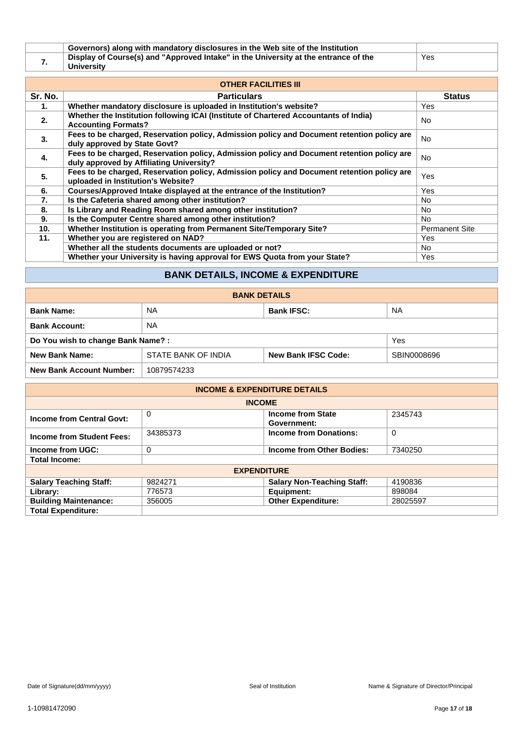| | Governors) along with mandatory disclosures in the Web site of the Institution | |
|---|---|---|
| 7. | Display of Course(s) and "Approved Intake" in the University at the entrance of the University | Yes |

| OTHER FACILITIES III | | |
|---|---|---|
| **Sr. No.** | **Particulars** | **Status** |
| 1. | Whether mandatory disclosure is uploaded in Institution's website? | Yes |
| 2. | Whether the Institution following ICAI (Institute of Chartered Accountants of India) Accounting Formats? | No |
| 3. | Fees to be charged, Reservation policy, Admission policy and Document retention policy are duly approved by State Govt? | No |
| 4. | Fees to be charged, Reservation policy, Admission policy and Document retention policy are duly approved by Affiliating University? | No |
| 5. | Fees to be charged, Reservation policy, Admission policy and Document retention policy are uploaded in Institution's Website? | Yes |
| 6. | Courses/Approved Intake displayed at the entrance of the Institution? | Yes |
| 7. | Is the Cafeteria shared among other institution? | No |
| 8. | Is Library and Reading Room shared among other institution? | No |
| 9. | Is the Computer Centre shared among other institution? | No |
| 10. | Whether Institution is operating from Permanent Site/Temporary Site? | Permanent Site |
| 11. | Whether you are registered on NAD? | Yes |
| | Whether all the students documents are uploaded or not? | No |
| | Whether your University is having approval for EWS Quota from your State? | Yes |

## BANK DETAILS, INCOME & EXPENDITURE

| BANK DETAILS | | | |
|---|---|---|---|
| **Bank Name:** | NA | **Bank IFSC:** | NA |
| **Bank Account:** | NA | | |
| **Do You wish to change Bank Name? :** | | | Yes |
| **New Bank Name:** | STATE BANK OF INDIA | **New Bank IFSC Code:** | SBIN0008696 |
| **New Bank Account Number:** | 10879574233 | | |

| INCOME & EXPENDITURE DETAILS | | | |
|---|---|---|---|
| **INCOME** | | | |
| **Income from Central Govt:** | 0 | **Income from State Government:** | 2345743 |
| **Income from Student Fees:** | 34385373 | **Income from Donations:** | 0 |
| **Income from UGC:** | 0 | **Income from Other Bodies:** | 7340250 |
| **Total Income:** | | | |
| **EXPENDITURE** | | | |
| **Salary Teaching Staff:** | 9824271 | **Salary Non-Teaching Staff:** | 4190836 |
| **Library:** | 776573 | **Equipment:** | 898084 |
| **Building Maintenance:** | 356005 | **Other Expenditure:** | 28025597 |
| **Total Expenditure:** | | | |

Date of Signature(dd/mm/yyyy) &emsp; Seal of Institution &emsp; Name & Signature of Director/Principal

1-10981472090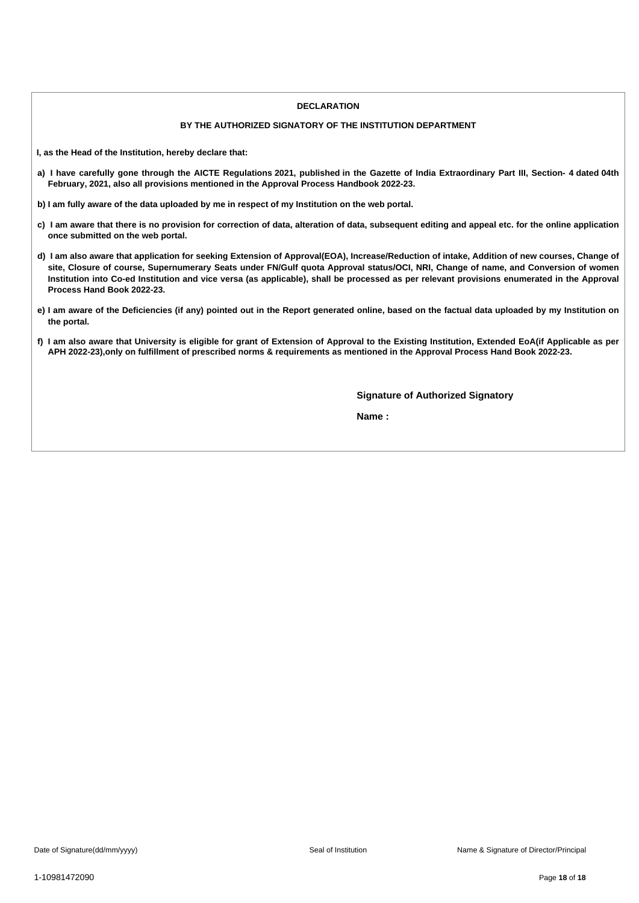## DECLARATION

### BY THE AUTHORIZED SIGNATORY OF THE INSTITUTION DEPARTMENT

**I, as the Head of the Institution, hereby declare that:**

**a) I have carefully gone through the AICTE Regulations 2021, published in the Gazette of India Extraordinary Part III, Section- 4 dated 04th February, 2021, also all provisions mentioned in the Approval Process Handbook 2022-23.**

**b) I am fully aware of the data uploaded by me in respect of my Institution on the web portal.**

**c) I am aware that there is no provision for correction of data, alteration of data, subsequent editing and appeal etc. for the online application once submitted on the web portal.**

**d) I am also aware that application for seeking Extension of Approval(EOA), Increase/Reduction of intake, Addition of new courses, Change of site, Closure of course, Supernumerary Seats under FN/Gulf quota Approval status/OCI, NRI, Change of name, and Conversion of women Institution into Co-ed Institution and vice versa (as applicable), shall be processed as per relevant provisions enumerated in the Approval Process Hand Book 2022-23.**

**e) I am aware of the Deficiencies (if any) pointed out in the Report generated online, based on the factual data uploaded by my Institution on the portal.**

**f) I am also aware that University is eligible for grant of Extension of Approval to the Existing Institution, Extended EoA(if Applicable as per APH 2022-23),only on fulfillment of prescribed norms & requirements as mentioned in the Approval Process Hand Book 2022-23.**

**Signature of Authorized Signatory**

**Name :**

Date of Signature(dd/mm/yyyy) | Seal of Institution | Name & Signature of Director/Principal

1-10981472090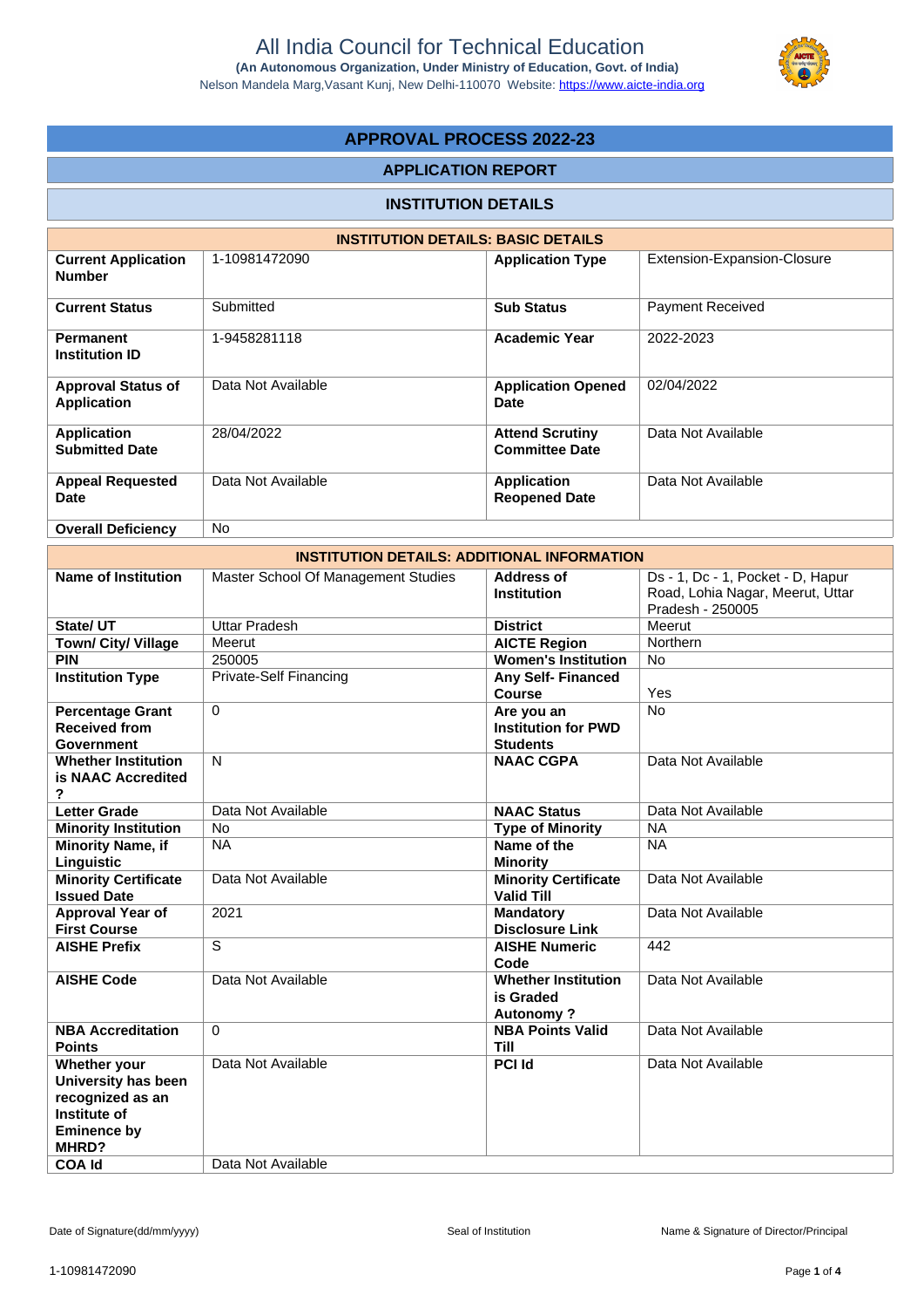# All India Council for Technical Education

**(An Autonomous Organization, Under Ministry of Education, Govt. of India)**

Nelson Mandela Marg,Vasant Kunj, New Delhi-110070 Website: https://www.aicte-india.org

## APPROVAL PROCESS 2022-23

### APPLICATION REPORT

### INSTITUTION DETAILS

| INSTITUTION DETAILS: BASIC DETAILS | | | |
|---|---|---|---|
| **Current Application Number** | 1-10981472090 | **Application Type** | Extension-Expansion-Closure |
| **Current Status** | Submitted | **Sub Status** | Payment Received |
| **Permanent Institution ID** | 1-9458281118 | **Academic Year** | 2022-2023 |
| **Approval Status of Application** | Data Not Available | **Application Opened Date** | 02/04/2022 |
| **Application Submitted Date** | 28/04/2022 | **Attend Scrutiny Committee Date** | Data Not Available |
| **Appeal Requested Date** | Data Not Available | **Application Reopened Date** | Data Not Available |
| **Overall Deficiency** | No | | |

| INSTITUTION DETAILS: ADDITIONAL INFORMATION | | | |
|---|---|---|---|
| **Name of Institution** | Master School Of Management Studies | **Address of Institution** | Ds - 1, Dc - 1, Pocket - D, Hapur Road, Lohia Nagar, Meerut, Uttar Pradesh - 250005 |
| **State/ UT** | Uttar Pradesh | **District** | Meerut |
| **Town/ City/ Village** | Meerut | **AICTE Region** | Northern |
| **PIN** | 250005 | **Women's Institution** | No |
| **Institution Type** | Private-Self Financing | **Any Self- Financed Course** | Yes |
| **Percentage Grant Received from Government** | 0 | **Are you an Institution for PWD Students** | No |
| **Whether Institution is NAAC Accredited ?** | N | **NAAC CGPA** | Data Not Available |
| **Letter Grade** | Data Not Available | **NAAC Status** | Data Not Available |
| **Minority Institution** | No | **Type of Minority** | NA |
| **Minority Name, if Linguistic** | NA | **Name of the Minority** | NA |
| **Minority Certificate Issued Date** | Data Not Available | **Minority Certificate Valid Till** | Data Not Available |
| **Approval Year of First Course** | 2021 | **Mandatory Disclosure Link** | Data Not Available |
| **AISHE Prefix** | S | **AISHE Numeric Code** | 442 |
| **AISHE Code** | Data Not Available | **Whether Institution is Graded Autonomy ?** | Data Not Available |
| **NBA Accreditation Points** | 0 | **NBA Points Valid Till** | Data Not Available |
| **Whether your University has been recognized as an Institute of Eminence by MHRD?** | Data Not Available | **PCI Id** | Data Not Available |
| **COA Id** | Data Not Available | | |

Date of Signature(dd/mm/yyyy) &nbsp;&nbsp;&nbsp;&nbsp; Seal of Institution &nbsp;&nbsp;&nbsp;&nbsp; Name & Signature of Director/Principal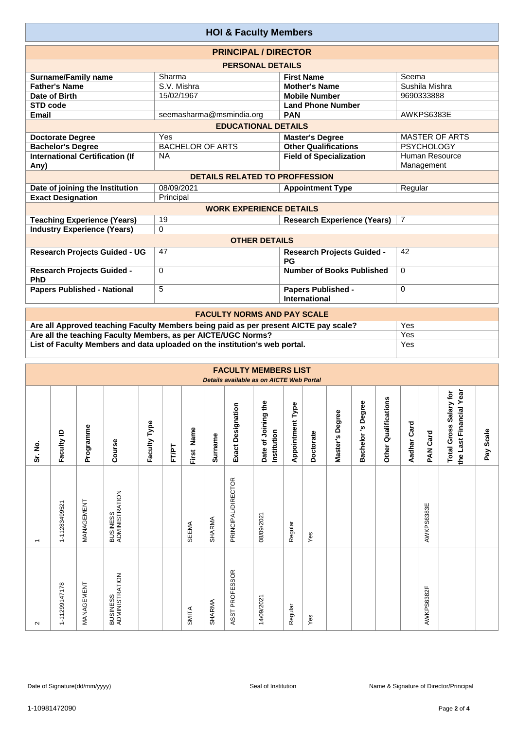# HOI & Faculty Members

## PRINCIPAL / DIRECTOR

### PERSONAL DETAILS

| | | | |
|---|---|---|---|
| **Surname/Family name** | Sharma | **First Name** | Seema |
| **Father's Name** | S.V. Mishra | **Mother's Name** | Sushila Mishra |
| **Date of Birth** | 15/02/1967 | **Mobile Number** | 9690333888 |
| **STD code** | | **Land Phone Number** | |
| **Email** | seemasharma@msmindia.org | **PAN** | AWKPS6383E |

### EDUCATIONAL DETAILS

| | | | |
|---|---|---|---|
| **Doctorate Degree** | Yes | **Master's Degree** | MASTER OF ARTS |
| **Bachelor's Degree** | BACHELOR OF ARTS | **Other Qualifications** | PSYCHOLOGY |
| **International Certification (If Any)** | NA | **Field of Specialization** | Human Resource Management |

### DETAILS RELATED TO PROFFESSION

| | | | |
|---|---|---|---|
| **Date of joining the Institution** | 08/09/2021 | **Appointment Type** | Regular |
| **Exact Designation** | Principal | | |

### WORK EXPERIENCE DETAILS

| | | | |
|---|---|---|---|
| **Teaching Experience (Years)** | 19 | **Research Experience (Years)** | 7 |
| **Industry Experience (Years)** | 0 | | |

### OTHER DETAILS

| | | | |
|---|---|---|---|
| **Research Projects Guided - UG** | 47 | **Research Projects Guided - PG** | 42 |
| **Research Projects Guided - PhD** | 0 | **Number of Books Published** | 0 |
| **Papers Published - National** | 5 | **Papers Published - International** | 0 |

## FACULTY NORMS AND PAY SCALE

| | |
|---|---|
| **Are all Approved teaching Faculty Members being paid as per present AICTE pay scale?** | Yes |
| **Are all the teaching Faculty Members, as per AICTE/UGC Norms?** | Yes |
| **List of Faculty Members and data uploaded on the institution's web portal.** | Yes |

## FACULTY MEMBERS LIST

*Details available as on AICTE Web Portal*

| Sr. No. | Faculty ID | Programme | Course | Faculty Type | FT/PT | First Name | Surname | Exact Designation | Date of Joining the Institution | Appointment Type | Doctorate | Master's Degree | Bachelor 's Degree | Other Qualifications | Aadhar Card | PAN Card | Total Gross Salary for the Last Financial Year | Pay Scale |
|---|---|---|---|---|---|---|---|---|---|---|---|---|---|---|---|---|---|---|
| 1 | 1-11283499521 | MANAGEMENT | BUSINESS ADMINISTRATION | | | SEEMA | SHARMA | PRINCIPAL/DIRECTOR | 08/09/2021 | Regular | Yes | | | | | AWKPS6383E | | |
| 2 | 1-11299147178 | MANAGEMENT | BUSINESS ADMINISTRATION | | | SMITA | SHARMA | ASST PROFESSOR | 14/09/2021 | Regular | Yes | | | | | AWKPS6382F | | |

Date of Signature(dd/mm/yyyy) | Seal of Institution | Name & Signature of Director/Principal

1-10981472090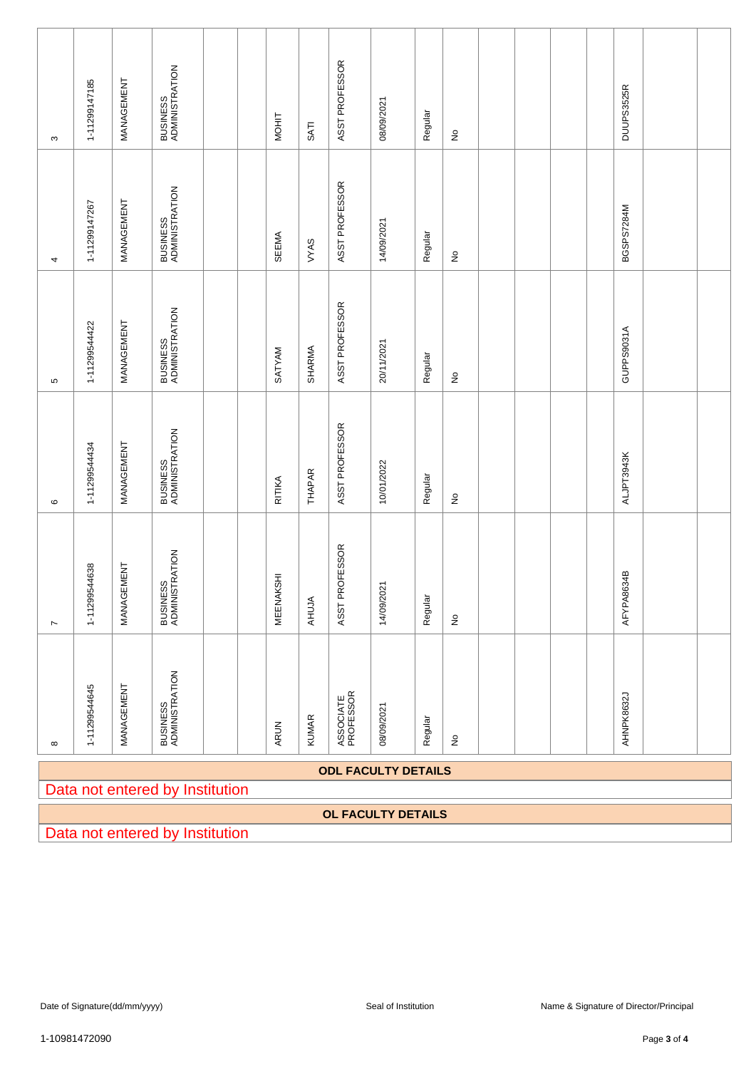| | | | | | | | | | | | | | | | | | | |
|---|---|---|---|---|---|---|---|---|---|---|---|---|---|---|---|---|---|---|
| 3 | 1-11299147185 | MANAGEMENT | BUSINESS ADMINISTRATION | | | MOHIT | SATI | ASST PROFESSOR | 08/09/2021 | Regular | No | | | | | DUUPS3525R | | |
| 4 | 1-11299147267 | MANAGEMENT | BUSINESS ADMINISTRATION | | | SEEMA | VYAS | ASST PROFESSOR | 14/09/2021 | Regular | No | | | | | BGSPS7284M | | |
| 5 | 1-11299544422 | MANAGEMENT | BUSINESS ADMINISTRATION | | | SATYAM | SHARMA | ASST PROFESSOR | 20/11/2021 | Regular | No | | | | | GUPPS9031A | | |
| 6 | 1-11299544434 | MANAGEMENT | BUSINESS ADMINISTRATION | | | RITIKA | THAPAR | ASST PROFESSOR | 10/01/2022 | Regular | No | | | | | ALJPT3943K | | |
| 7 | 1-11299544638 | MANAGEMENT | BUSINESS ADMINISTRATION | | | MEENAKSHI | AHUJA | ASST PROFESSOR | 14/09/2021 | Regular | No | | | | | AFYPA8634B | | |
| 8 | 1-11299544645 | MANAGEMENT | BUSINESS ADMINISTRATION | | | ARUN | KUMAR | ASSOCIATE PROFESSOR | 08/09/2021 | Regular | No | | | | | AHNPK8632J | | |

## ODL FACULTY DETAILS

Data not entered by Institution

## OL FACULTY DETAILS

Data not entered by Institution

Date of Signature(dd/mm/yyyy) | Seal of Institution | Name & Signature of Director/Principal

1-10981472090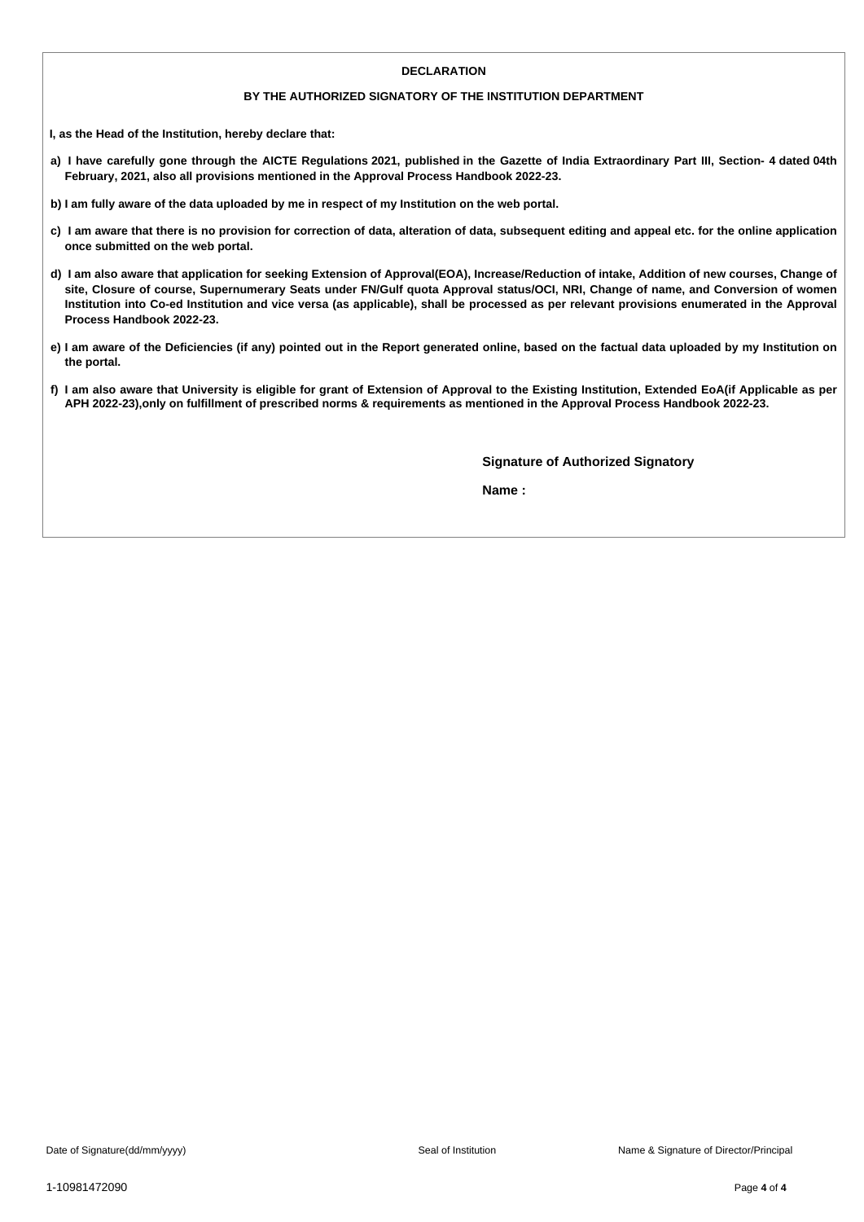## DECLARATION

### BY THE AUTHORIZED SIGNATORY OF THE INSTITUTION DEPARTMENT

**I, as the Head of the Institution, hereby declare that:**

**a) I have carefully gone through the AICTE Regulations 2021, published in the Gazette of India Extraordinary Part III, Section- 4 dated 04th February, 2021, also all provisions mentioned in the Approval Process Handbook 2022-23.**

**b) I am fully aware of the data uploaded by me in respect of my Institution on the web portal.**

**c) I am aware that there is no provision for correction of data, alteration of data, subsequent editing and appeal etc. for the online application once submitted on the web portal.**

**d) I am also aware that application for seeking Extension of Approval(EOA), Increase/Reduction of intake, Addition of new courses, Change of site, Closure of course, Supernumerary Seats under FN/Gulf quota Approval status/OCI, NRI, Change of name, and Conversion of women Institution into Co-ed Institution and vice versa (as applicable), shall be processed as per relevant provisions enumerated in the Approval Process Handbook 2022-23.**

**e) I am aware of the Deficiencies (if any) pointed out in the Report generated online, based on the factual data uploaded by my Institution on the portal.**

**f) I am also aware that University is eligible for grant of Extension of Approval to the Existing Institution, Extended EoA(if Applicable as per APH 2022-23),only on fulfillment of prescribed norms & requirements as mentioned in the Approval Process Handbook 2022-23.**

**Signature of Authorized Signatory**

**Name :**

Date of Signature(dd/mm/yyyy)

Seal of Institution

Name & Signature of Director/Principal

1-10981472090